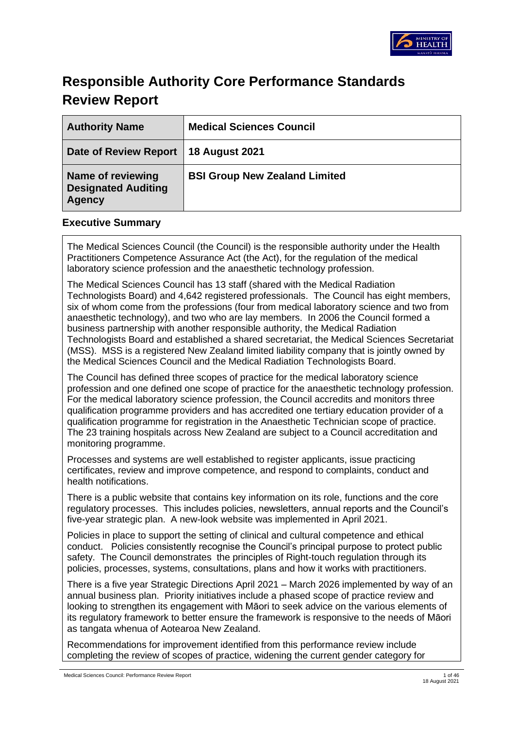# Responsible Authority Core Performance Standards Review Report

| Authority Name | Medical Sciences Council |
| --- | --- |
| Date of Review Report | 18 August 2021 |
| Name of reviewing Designated Auditing Agency | BSI Group New Zealand Limited |

## Executive Summary

The Medical Sciences Council (the Council) is the responsible authority under the Health Practitioners Competence Assurance Act (the Act), for the regulation of the medical laboratory science profession and the anaesthetic technology profession.

The Medical Sciences Council has 13 staff (shared with the Medical Radiation Technologists Board) and 4,642 registered professionals. The Council has eight members, six of whom come from the professions (four from medical laboratory science and two from anaesthetic technology), and two who are lay members. In 2006 the Council formed a business partnership with another responsible authority, the Medical Radiation Technologists Board and established a shared secretariat, the Medical Sciences Secretariat (MSS). MSS is a registered New Zealand limited liability company that is jointly owned by the Medical Sciences Council and the Medical Radiation Technologists Board.

The Council has defined three scopes of practice for the medical laboratory science profession and one defined one scope of practice for the anaesthetic technology profession. For the medical laboratory science profession, the Council accredits and monitors three qualification programme providers and has accredited one tertiary education provider of a qualification programme for registration in the Anaesthetic Technician scope of practice. The 23 training hospitals across New Zealand are subject to a Council accreditation and monitoring programme.

Processes and systems are well established to register applicants, issue practicing certificates, review and improve competence, and respond to complaints, conduct and health notifications.

There is a public website that contains key information on its role, functions and the core regulatory processes. This includes policies, newsletters, annual reports and the Council's five-year strategic plan. A new-look website was implemented in April 2021.

Policies in place to support the setting of clinical and cultural competence and ethical conduct. Policies consistently recognise the Council's principal purpose to protect public safety. The Council demonstrates the principles of Right-touch regulation through its policies, processes, systems, consultations, plans and how it works with practitioners.

There is a five year Strategic Directions April 2021 – March 2026 implemented by way of an annual business plan. Priority initiatives include a phased scope of practice review and looking to strengthen its engagement with Māori to seek advice on the various elements of its regulatory framework to better ensure the framework is responsive to the needs of Māori as tangata whenua of Aotearoa New Zealand.

Recommendations for improvement identified from this performance review include completing the review of scopes of practice, widening the current gender category for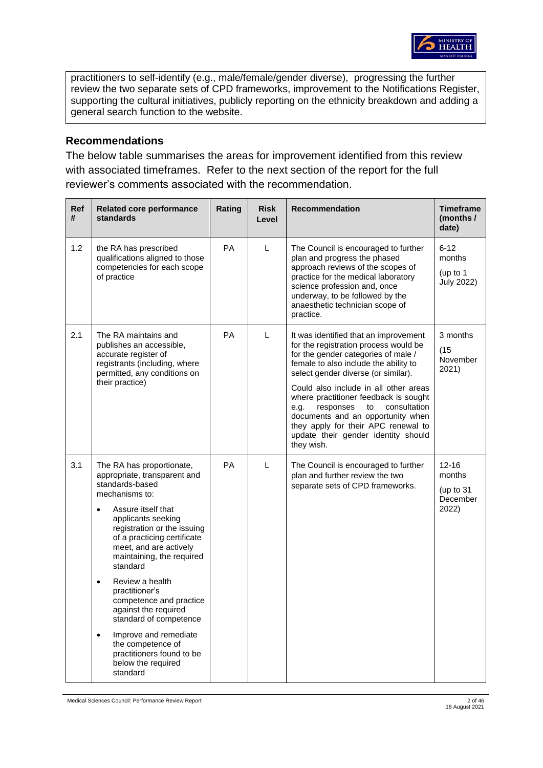practitioners to self-identify (e.g., male/female/gender diverse), progressing the further review the two separate sets of CPD frameworks, improvement to the Notifications Register, supporting the cultural initiatives, publicly reporting on the ethnicity breakdown and adding a general search function to the website.

## Recommendations

The below table summarises the areas for improvement identified from this review with associated timeframes. Refer to the next section of the report for the full reviewer's comments associated with the recommendation.

| Ref # | Related core performance standards | Rating | Risk Level | Recommendation | Timeframe (months / date) |
|---|---|---|---|---|---|
| 1.2 | the RA has prescribed qualifications aligned to those competencies for each scope of practice | PA | L | The Council is encouraged to further plan and progress the phased approach reviews of the scopes of practice for the medical laboratory science profession and, once underway, to be followed by the anaesthetic technician scope of practice. | 6-12 months (up to 1 July 2022) |
| 2.1 | The RA maintains and publishes an accessible, accurate register of registrants (including, where permitted, any conditions on their practice) | PA | L | It was identified that an improvement for the registration process would be for the gender categories of male / female to also include the ability to select gender diverse (or similar). Could also include in all other areas where practitioner feedback is sought e.g. responses to consultation documents and an opportunity when they apply for their APC renewal to update their gender identity should they wish. | 3 months (15 November 2021) |
| 3.1 | The RA has proportionate, appropriate, transparent and standards-based mechanisms to: <br>• Assure itself that applicants seeking registration or the issuing of a practicing certificate meet, and are actively maintaining, the required standard <br>• Review a health practitioner's competence and practice against the required standard of competence <br>• Improve and remediate the competence of practitioners found to be below the required standard | PA | L | The Council is encouraged to further plan and further review the two separate sets of CPD frameworks. | 12-16 months (up to 31 December 2022) |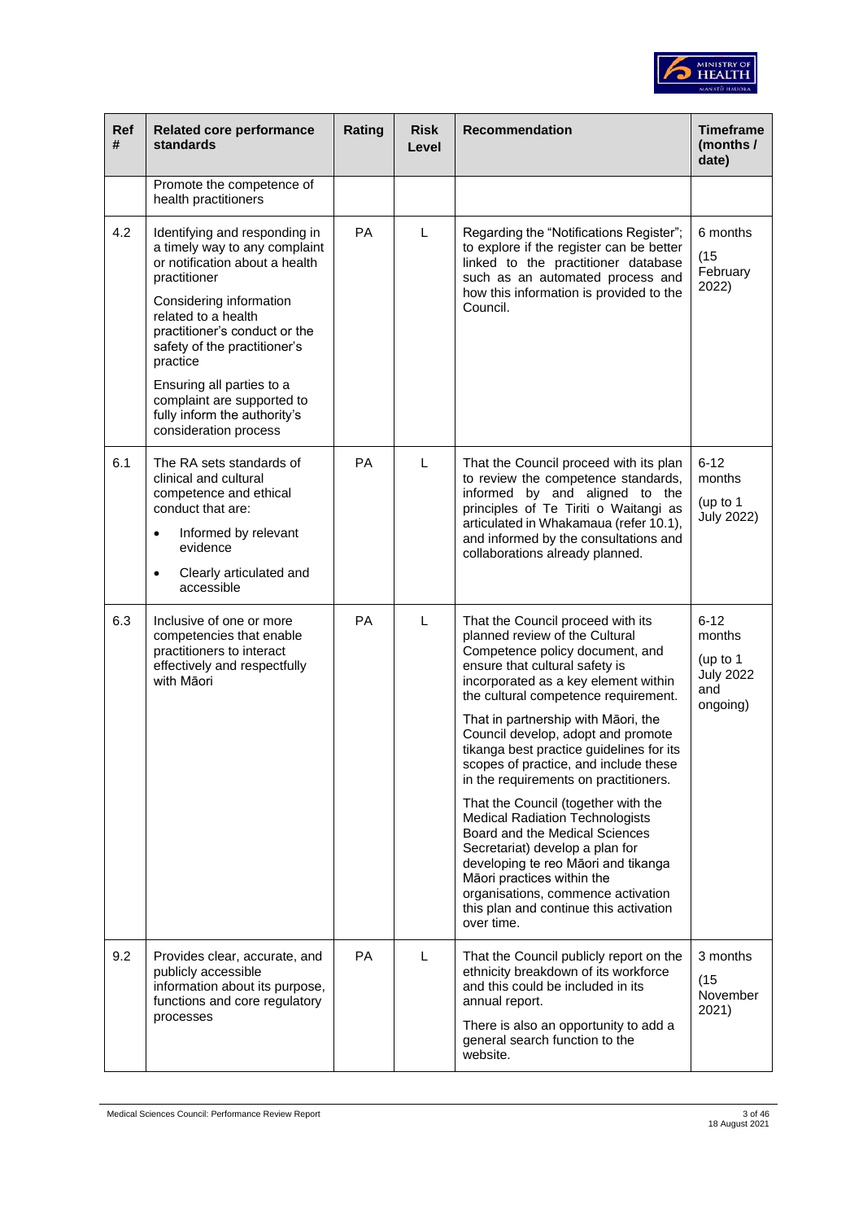| Ref # | Related core performance standards | Rating | Risk Level | Recommendation | Timeframe (months / date) |
|---|---|---|---|---|---|
| | Promote the competence of health practitioners | | | | |
| 4.2 | Identifying and responding in a timely way to any complaint or notification about a health practitioner<br><br>Considering information related to a health practitioner's conduct or the safety of the practitioner's practice<br><br>Ensuring all parties to a complaint are supported to fully inform the authority's consideration process | PA | L | Regarding the "Notifications Register"; to explore if the register can be better linked to the practitioner database such as an automated process and how this information is provided to the Council. | 6 months<br><br>(15 February 2022) |
| 6.1 | The RA sets standards of clinical and cultural competence and ethical conduct that are:<br><br>• Informed by relevant evidence<br><br>• Clearly articulated and accessible | PA | L | That the Council proceed with its plan to review the competence standards, informed by and aligned to the principles of Te Tiriti o Waitangi as articulated in Whakamaua (refer 10.1), and informed by the consultations and collaborations already planned. | 6-12 months<br><br>(up to 1 July 2022) |
| 6.3 | Inclusive of one or more competencies that enable practitioners to interact effectively and respectfully with Māori | PA | L | That the Council proceed with its planned review of the Cultural Competence policy document, and ensure that cultural safety is incorporated as a key element within the cultural competence requirement.<br><br>That in partnership with Māori, the Council develop, adopt and promote tikanga best practice guidelines for its scopes of practice, and include these in the requirements on practitioners.<br><br>That the Council (together with the Medical Radiation Technologists Board and the Medical Sciences Secretariat) develop a plan for developing te reo Māori and tikanga Māori practices within the organisations, commence activation this plan and continue this activation over time. | 6-12 months<br><br>(up to 1 July 2022 and ongoing) |
| 9.2 | Provides clear, accurate, and publicly accessible information about its purpose, functions and core regulatory processes | PA | L | That the Council publicly report on the ethnicity breakdown of its workforce and this could be included in its annual report.<br><br>There is also an opportunity to add a general search function to the website. | 3 months<br><br>(15 November 2021) |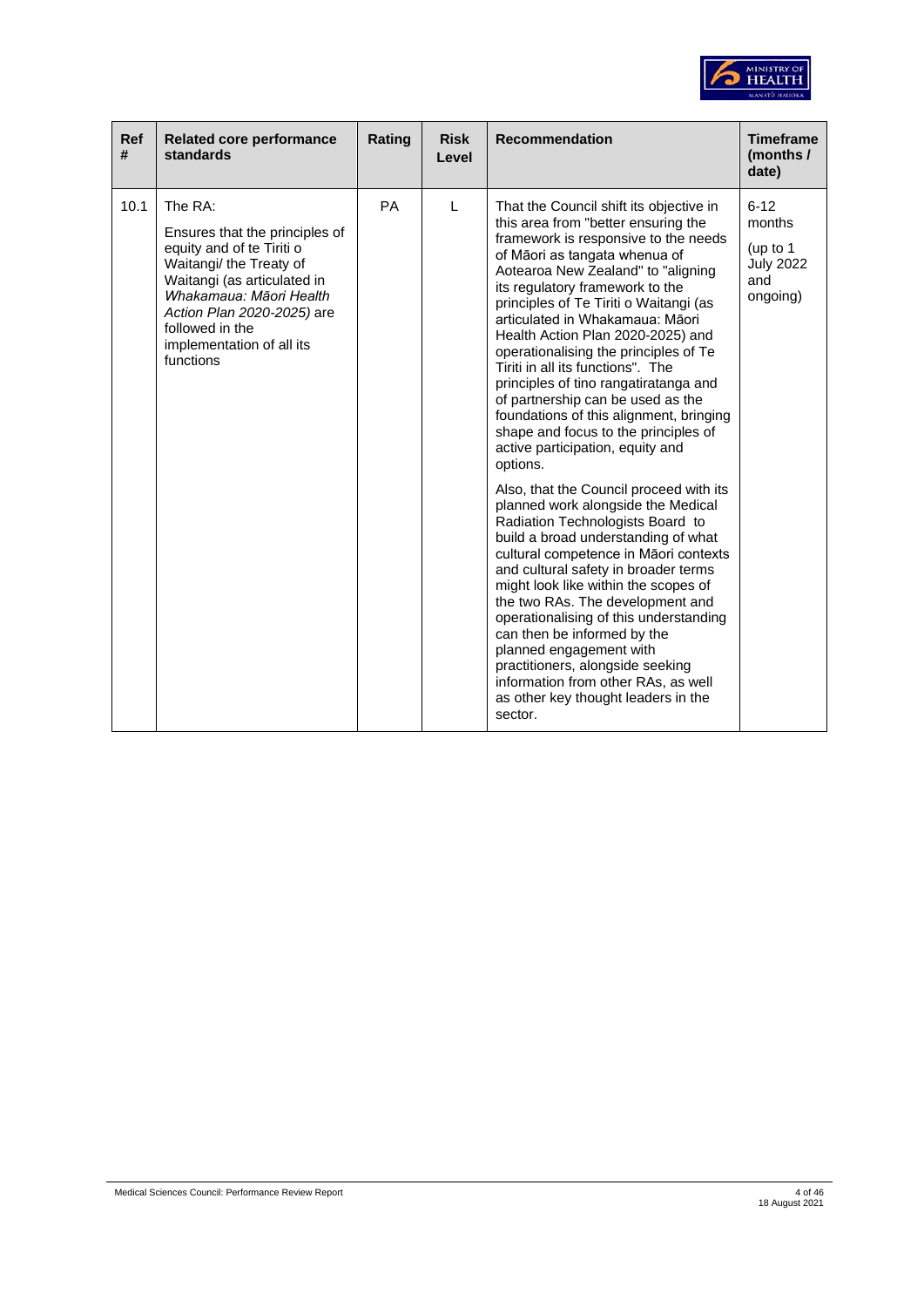| Ref # | Related core performance standards | Rating | Risk Level | Recommendation | Timeframe (months / date) |
|---|---|---|---|---|---|
| 10.1 | The RA:<br><br>Ensures that the principles of equity and of te Tiriti o Waitangi/ the Treaty of Waitangi (as articulated in *Whakamaua: Māori Health Action Plan 2020-2025)* are followed in the implementation of all its functions | PA | L | That the Council shift its objective in this area from "better ensuring the framework is responsive to the needs of Māori as tangata whenua of Aotearoa New Zealand" to "aligning its regulatory framework to the principles of Te Tiriti o Waitangi (as articulated in Whakamaua: Māori Health Action Plan 2020-2025) and operationalising the principles of Te Tiriti in all its functions". The principles of tino rangatiratanga and of partnership can be used as the foundations of this alignment, bringing shape and focus to the principles of active participation, equity and options.<br><br>Also, that the Council proceed with its planned work alongside the Medical Radiation Technologists Board to build a broad understanding of what cultural competence in Māori contexts and cultural safety in broader terms might look like within the scopes of the two RAs. The development and operationalising of this understanding can then be informed by the planned engagement with practitioners, alongside seeking information from other RAs, as well as other key thought leaders in the sector. | 6-12 months<br><br>(up to 1 July 2022 and ongoing) |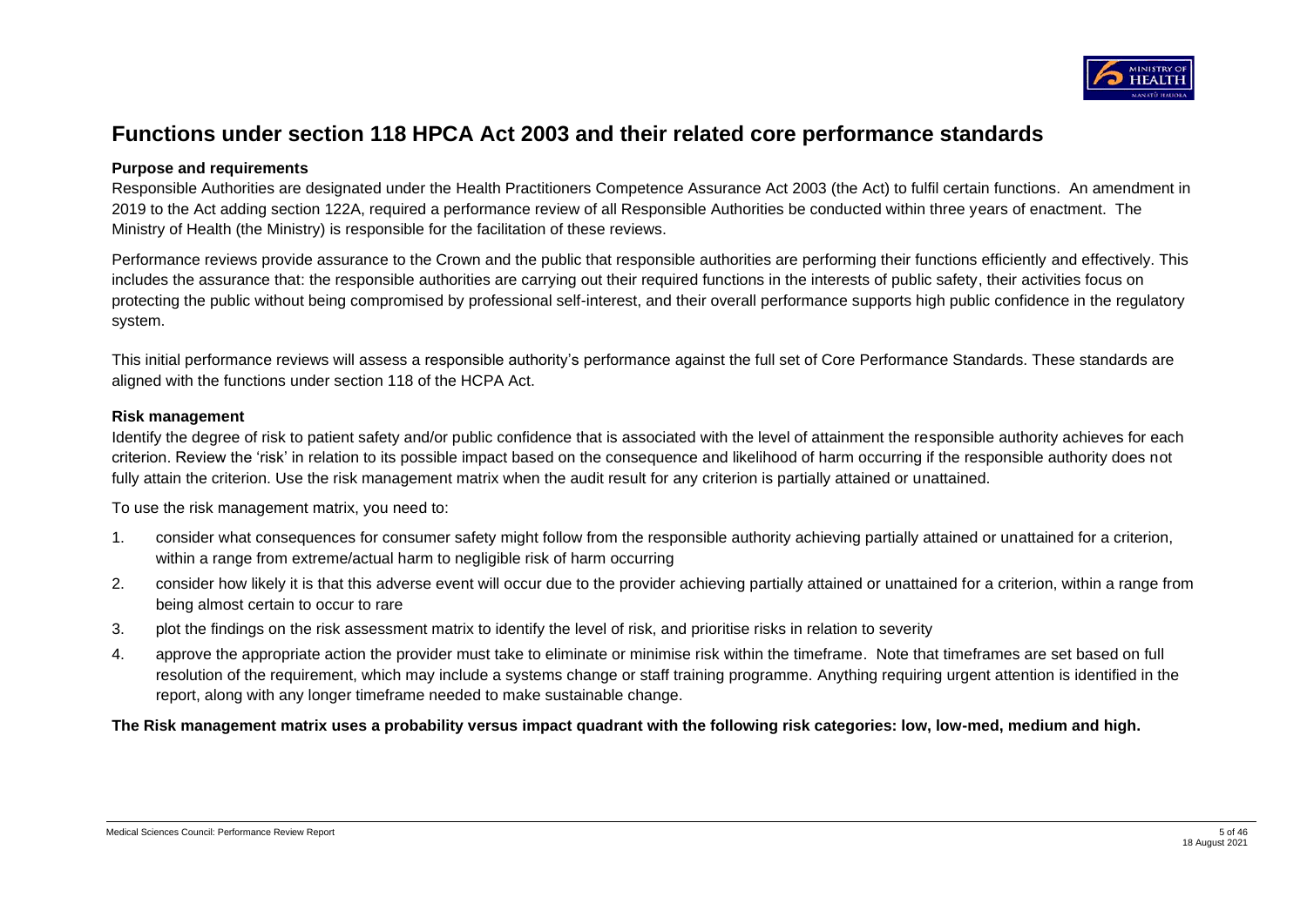# Functions under section 118 HPCA Act 2003 and their related core performance standards

**Purpose and requirements**

Responsible Authorities are designated under the Health Practitioners Competence Assurance Act 2003 (the Act) to fulfil certain functions. An amendment in 2019 to the Act adding section 122A, required a performance review of all Responsible Authorities be conducted within three years of enactment. The Ministry of Health (the Ministry) is responsible for the facilitation of these reviews.

Performance reviews provide assurance to the Crown and the public that responsible authorities are performing their functions efficiently and effectively. This includes the assurance that: the responsible authorities are carrying out their required functions in the interests of public safety, their activities focus on protecting the public without being compromised by professional self-interest, and their overall performance supports high public confidence in the regulatory system.

This initial performance reviews will assess a responsible authority's performance against the full set of Core Performance Standards. These standards are aligned with the functions under section 118 of the HCPA Act.

**Risk management**

Identify the degree of risk to patient safety and/or public confidence that is associated with the level of attainment the responsible authority achieves for each criterion. Review the 'risk' in relation to its possible impact based on the consequence and likelihood of harm occurring if the responsible authority does not fully attain the criterion. Use the risk management matrix when the audit result for any criterion is partially attained or unattained.

To use the risk management matrix, you need to:

1. consider what consequences for consumer safety might follow from the responsible authority achieving partially attained or unattained for a criterion, within a range from extreme/actual harm to negligible risk of harm occurring
2. consider how likely it is that this adverse event will occur due to the provider achieving partially attained or unattained for a criterion, within a range from being almost certain to occur to rare
3. plot the findings on the risk assessment matrix to identify the level of risk, and prioritise risks in relation to severity
4. approve the appropriate action the provider must take to eliminate or minimise risk within the timeframe. Note that timeframes are set based on full resolution of the requirement, which may include a systems change or staff training programme. Anything requiring urgent attention is identified in the report, along with any longer timeframe needed to make sustainable change.

**The Risk management matrix uses a probability versus impact quadrant with the following risk categories: low, low-med, medium and high.**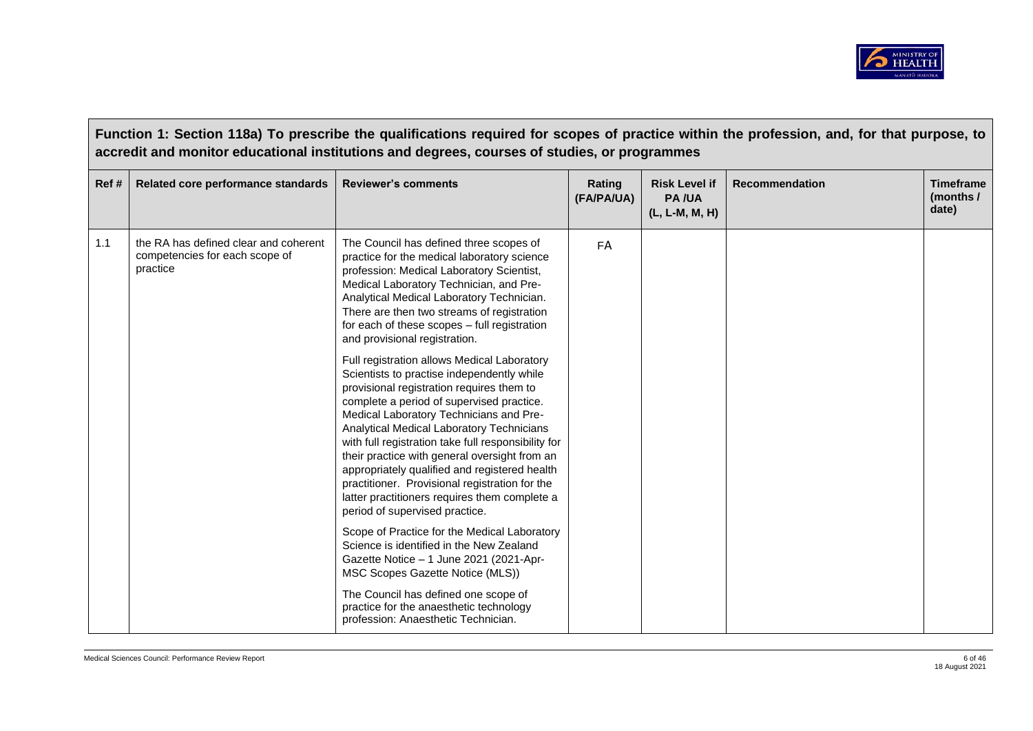## Function 1: Section 118a) To prescribe the qualifications required for scopes of practice within the profession, and, for that purpose, to accredit and monitor educational institutions and degrees, courses of studies, or programmes

| Ref # | Related core performance standards | Reviewer's comments | Rating (FA/PA/UA) | Risk Level if PA /UA (L, L-M, M, H) | Recommendation | Timeframe (months / date) |
|---|---|---|---|---|---|---|
| 1.1 | the RA has defined clear and coherent competencies for each scope of practice | The Council has defined three scopes of practice for the medical laboratory science profession: Medical Laboratory Scientist, Medical Laboratory Technician, and Pre-Analytical Medical Laboratory Technician. There are then two streams of registration for each of these scopes – full registration and provisional registration.<br><br>Full registration allows Medical Laboratory Scientists to practise independently while provisional registration requires them to complete a period of supervised practice. Medical Laboratory Technicians and Pre-Analytical Medical Laboratory Technicians with full registration take full responsibility for their practice with general oversight from an appropriately qualified and registered health practitioner. Provisional registration for the latter practitioners requires them complete a period of supervised practice.<br><br>Scope of Practice for the Medical Laboratory Science is identified in the New Zealand Gazette Notice – 1 June 2021 (2021-Apr-MSC Scopes Gazette Notice (MLS))<br><br>The Council has defined one scope of practice for the anaesthetic technology profession: Anaesthetic Technician. | FA | | | |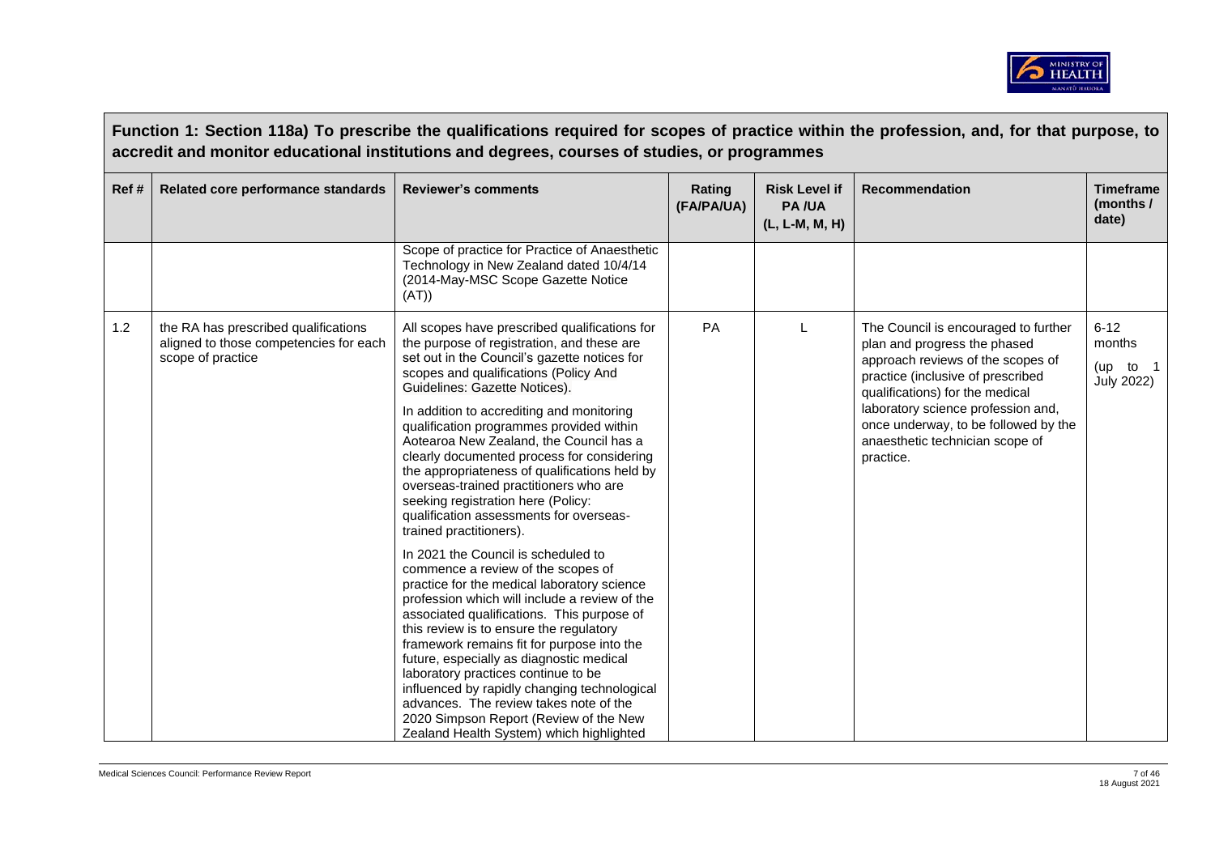**Function 1: Section 118a) To prescribe the qualifications required for scopes of practice within the profession, and, for that purpose, to accredit and monitor educational institutions and degrees, courses of studies, or programmes**

| Ref # | Related core performance standards | Reviewer's comments | Rating (FA/PA/UA) | Risk Level if PA /UA (L, L-M, M, H) | Recommendation | Timeframe (months / date) |
|---|---|---|---|---|---|---|
| | | Scope of practice for Practice of Anaesthetic Technology in New Zealand dated 10/4/14 (2014-May-MSC Scope Gazette Notice (AT)) | | | | |
| 1.2 | the RA has prescribed qualifications aligned to those competencies for each scope of practice | All scopes have prescribed qualifications for the purpose of registration, and these are set out in the Council's gazette notices for scopes and qualifications (Policy And Guidelines: Gazette Notices).<br><br>In addition to accrediting and monitoring qualification programmes provided within Aotearoa New Zealand, the Council has a clearly documented process for considering the appropriateness of qualifications held by overseas-trained practitioners who are seeking registration here (Policy: qualification assessments for overseas-trained practitioners).<br><br>In 2021 the Council is scheduled to commence a review of the scopes of practice for the medical laboratory science profession which will include a review of the associated qualifications. This purpose of this review is to ensure the regulatory framework remains fit for purpose into the future, especially as diagnostic medical laboratory practices continue to be influenced by rapidly changing technological advances. The review takes note of the 2020 Simpson Report (Review of the New Zealand Health System) which highlighted | PA | L | The Council is encouraged to further plan and progress the phased approach reviews of the scopes of practice (inclusive of prescribed qualifications) for the medical laboratory science profession and, once underway, to be followed by the anaesthetic technician scope of practice. | 6-12 months (up to 1 July 2022) |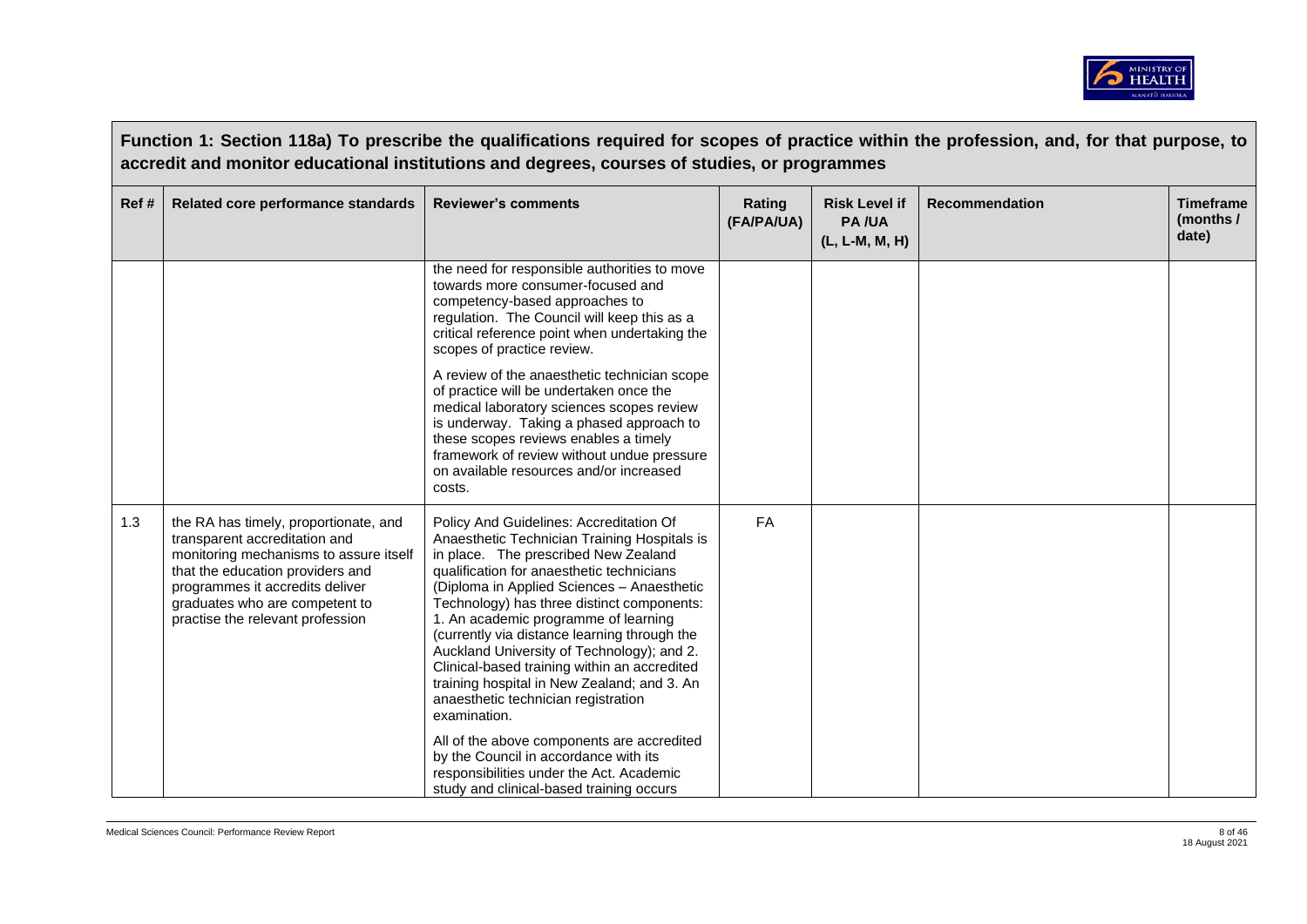**Function 1: Section 118a) To prescribe the qualifications required for scopes of practice within the profession, and, for that purpose, to accredit and monitor educational institutions and degrees, courses of studies, or programmes**

| Ref # | Related core performance standards | Reviewer's comments | Rating (FA/PA/UA) | Risk Level if PA /UA (L, L-M, M, H) | Recommendation | Timeframe (months / date) |
|---|---|---|---|---|---|---|
| | | the need for responsible authorities to move towards more consumer-focused and competency-based approaches to regulation. The Council will keep this as a critical reference point when undertaking the scopes of practice review.<br><br>A review of the anaesthetic technician scope of practice will be undertaken once the medical laboratory sciences scopes review is underway. Taking a phased approach to these scopes reviews enables a timely framework of review without undue pressure on available resources and/or increased costs. | | | | |
| 1.3 | the RA has timely, proportionate, and transparent accreditation and monitoring mechanisms to assure itself that the education providers and programmes it accredits deliver graduates who are competent to practise the relevant profession | Policy And Guidelines: Accreditation Of Anaesthetic Technician Training Hospitals is in place. The prescribed New Zealand qualification for anaesthetic technicians (Diploma in Applied Sciences – Anaesthetic Technology) has three distinct components: 1. An academic programme of learning (currently via distance learning through the Auckland University of Technology); and 2. Clinical-based training within an accredited training hospital in New Zealand; and 3. An anaesthetic technician registration examination.<br><br>All of the above components are accredited by the Council in accordance with its responsibilities under the Act. Academic study and clinical-based training occurs | FA | | | |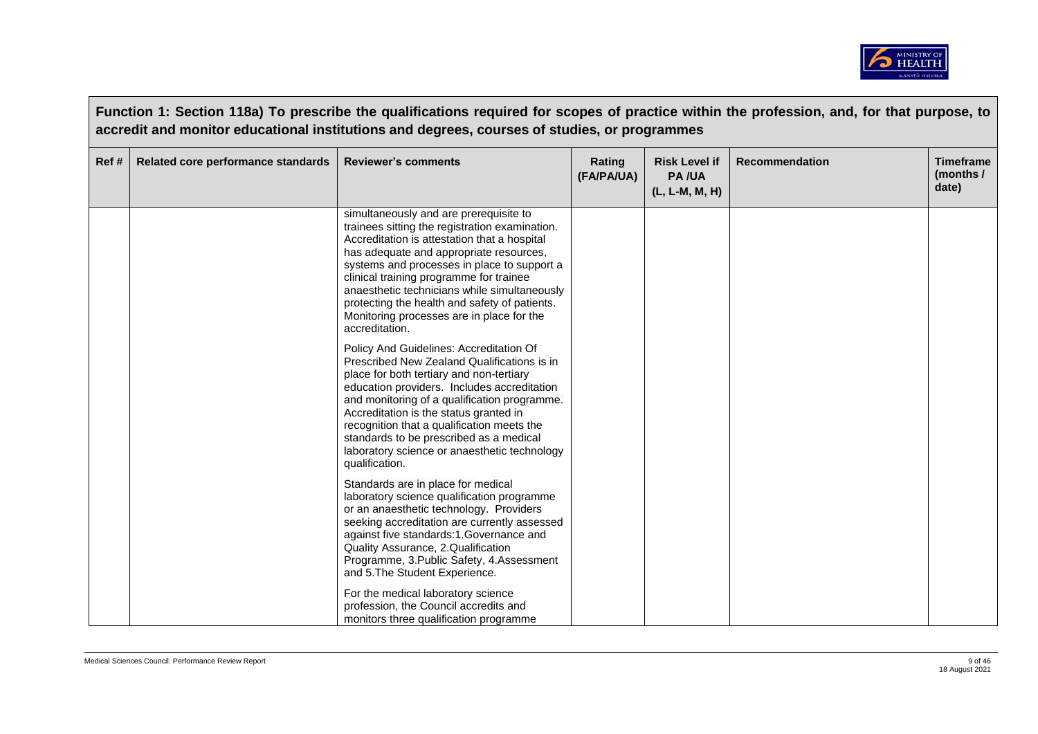**Function 1: Section 118a) To prescribe the qualifications required for scopes of practice within the profession, and, for that purpose, to accredit and monitor educational institutions and degrees, courses of studies, or programmes**

| Ref # | Related core performance standards | Reviewer's comments | Rating (FA/PA/UA) | Risk Level if PA /UA (L, L-M, M, H) | Recommendation | Timeframe (months / date) |
|---|---|---|---|---|---|---|
| | | simultaneously and are prerequisite to trainees sitting the registration examination. Accreditation is attestation that a hospital has adequate and appropriate resources, systems and processes in place to support a clinical training programme for trainee anaesthetic technicians while simultaneously protecting the health and safety of patients. Monitoring processes are in place for the accreditation.<br><br>Policy And Guidelines: Accreditation Of Prescribed New Zealand Qualifications is in place for both tertiary and non-tertiary education providers. Includes accreditation and monitoring of a qualification programme. Accreditation is the status granted in recognition that a qualification meets the standards to be prescribed as a medical laboratory science or anaesthetic technology qualification.<br><br>Standards are in place for medical laboratory science qualification programme or an anaesthetic technology. Providers seeking accreditation are currently assessed against five standards:1.Governance and Quality Assurance, 2.Qualification Programme, 3.Public Safety, 4.Assessment and 5.The Student Experience.<br><br>For the medical laboratory science profession, the Council accredits and monitors three qualification programme | | | | |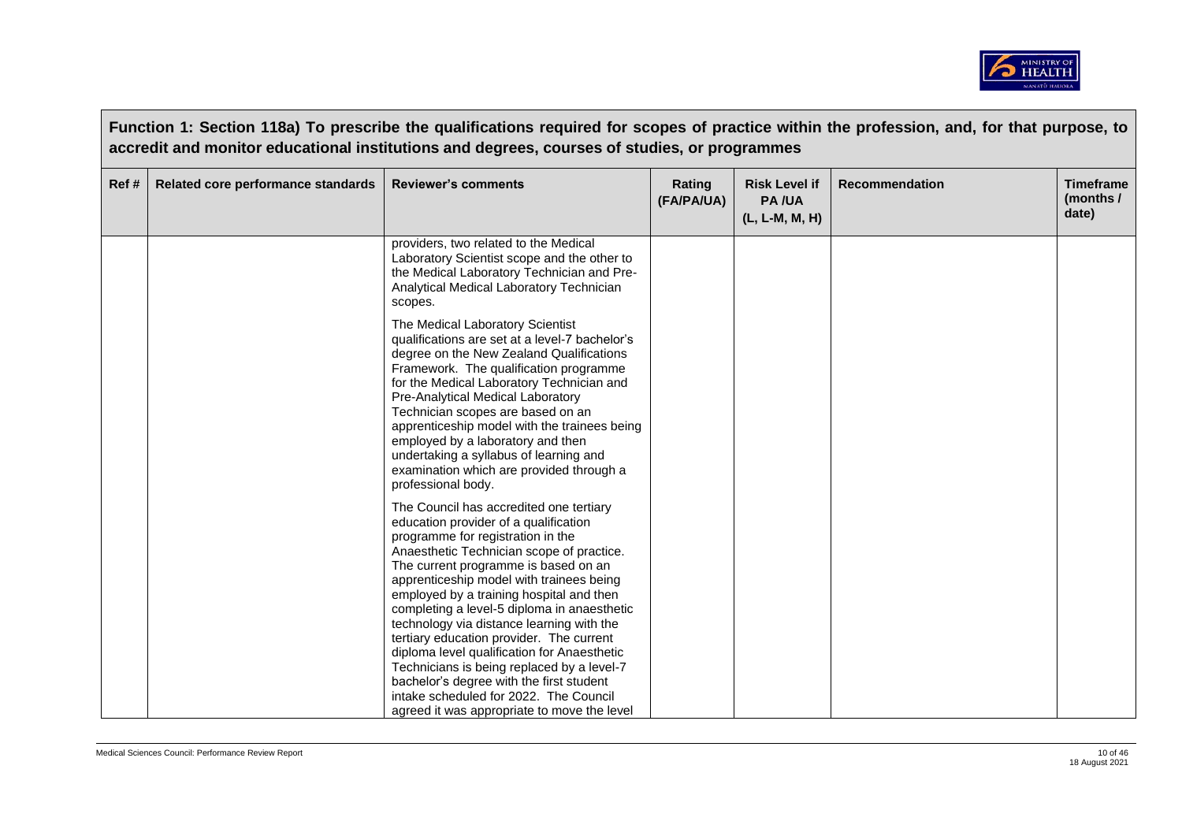**Function 1: Section 118a) To prescribe the qualifications required for scopes of practice within the profession, and, for that purpose, to accredit and monitor educational institutions and degrees, courses of studies, or programmes**

| Ref # | Related core performance standards | Reviewer's comments | Rating (FA/PA/UA) | Risk Level if PA /UA (L, L-M, M, H) | Recommendation | Timeframe (months / date) |
|---|---|---|---|---|---|---|
| | | providers, two related to the Medical Laboratory Scientist scope and the other to the Medical Laboratory Technician and Pre-Analytical Medical Laboratory Technician scopes.<br><br>The Medical Laboratory Scientist qualifications are set at a level-7 bachelor's degree on the New Zealand Qualifications Framework. The qualification programme for the Medical Laboratory Technician and Pre-Analytical Medical Laboratory Technician scopes are based on an apprenticeship model with the trainees being employed by a laboratory and then undertaking a syllabus of learning and examination which are provided through a professional body.<br><br>The Council has accredited one tertiary education provider of a qualification programme for registration in the Anaesthetic Technician scope of practice. The current programme is based on an apprenticeship model with trainees being employed by a training hospital and then completing a level-5 diploma in anaesthetic technology via distance learning with the tertiary education provider. The current diploma level qualification for Anaesthetic Technicians is being replaced by a level-7 bachelor's degree with the first student intake scheduled for 2022. The Council agreed it was appropriate to move the level | | | | |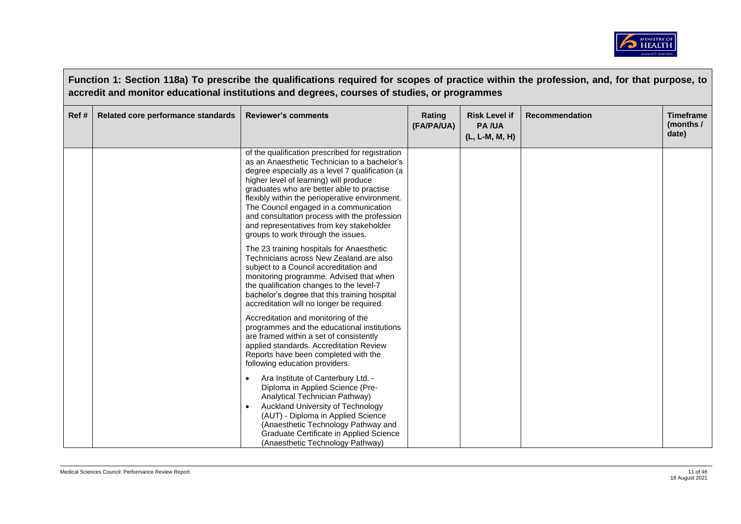**Function 1: Section 118a) To prescribe the qualifications required for scopes of practice within the profession, and, for that purpose, to accredit and monitor educational institutions and degrees, courses of studies, or programmes**

| Ref # | Related core performance standards | Reviewer's comments | Rating (FA/PA/UA) | Risk Level if PA /UA (L, L-M, M, H) | Recommendation | Timeframe (months / date) |
|---|---|---|---|---|---|---|
| | | of the qualification prescribed for registration as an Anaesthetic Technician to a bachelor's degree especially as a level 7 qualification (a higher level of learning) will produce graduates who are better able to practise flexibly within the perioperative environment. The Council engaged in a communication and consultation process with the profession and representatives from key stakeholder groups to work through the issues.<br><br>The 23 training hospitals for Anaesthetic Technicians across New Zealand are also subject to a Council accreditation and monitoring programme. Advised that when the qualification changes to the level-7 bachelor's degree that this training hospital accreditation will no longer be required.<br><br>Accreditation and monitoring of the programmes and the educational institutions are framed within a set of consistently applied standards. Accreditation Review Reports have been completed with the following education providers.<br><br>• Ara Institute of Canterbury Ltd. - Diploma in Applied Science (Pre-Analytical Technician Pathway)<br>• Auckland University of Technology (AUT) - Diploma in Applied Science (Anaesthetic Technology Pathway and Graduate Certificate in Applied Science (Anaesthetic Technology Pathway) | | | | |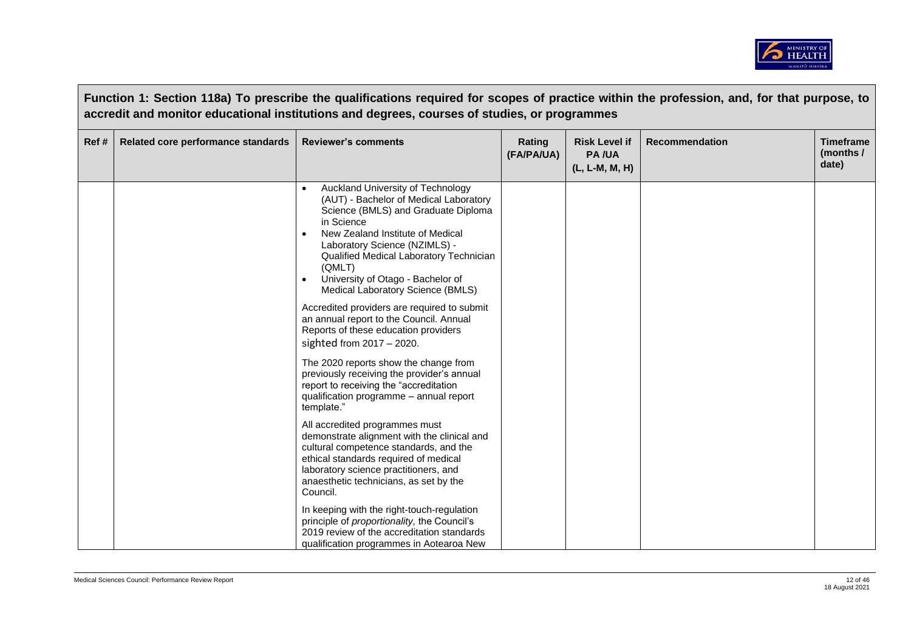**Function 1: Section 118a) To prescribe the qualifications required for scopes of practice within the profession, and, for that purpose, to accredit and monitor educational institutions and degrees, courses of studies, or programmes**

| Ref # | Related core performance standards | Reviewer's comments | Rating (FA/PA/UA) | Risk Level if PA /UA (L, L-M, M, H) | Recommendation | Timeframe (months / date) |
|---|---|---|---|---|---|---|
| | | • Auckland University of Technology (AUT) - Bachelor of Medical Laboratory Science (BMLS) and Graduate Diploma in Science<br>• New Zealand Institute of Medical Laboratory Science (NZIMLS) - Qualified Medical Laboratory Technician (QMLT)<br>• University of Otago - Bachelor of Medical Laboratory Science (BMLS)<br><br>Accredited providers are required to submit an annual report to the Council. Annual Reports of these education providers sighted from 2017 – 2020.<br><br>The 2020 reports show the change from previously receiving the provider's annual report to receiving the "accreditation qualification programme – annual report template."<br><br>All accredited programmes must demonstrate alignment with the clinical and cultural competence standards, and the ethical standards required of medical laboratory science practitioners, and anaesthetic technicians, as set by the Council.<br><br>In keeping with the right-touch-regulation principle of *proportionality*, the Council's 2019 review of the accreditation standards qualification programmes in Aotearoa New | | | | |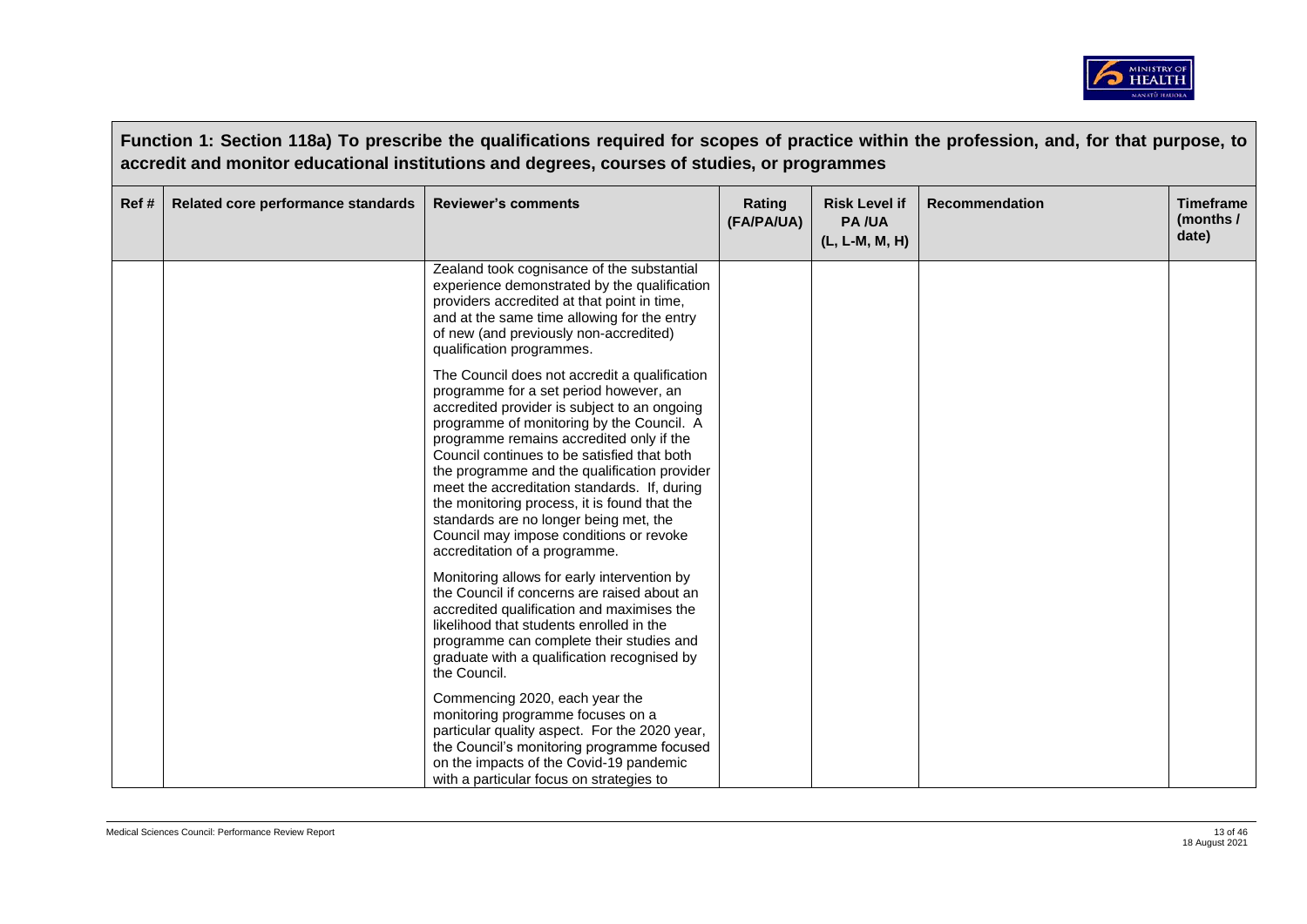## Function 1: Section 118a) To prescribe the qualifications required for scopes of practice within the profession, and, for that purpose, to accredit and monitor educational institutions and degrees, courses of studies, or programmes

| Ref # | Related core performance standards | Reviewer's comments | Rating (FA/PA/UA) | Risk Level if PA /UA (L, L-M, M, H) | Recommendation | Timeframe (months / date) |
|---|---|---|---|---|---|---|
| | | Zealand took cognisance of the substantial experience demonstrated by the qualification providers accredited at that point in time, and at the same time allowing for the entry of new (and previously non-accredited) qualification programmes.<br><br>The Council does not accredit a qualification programme for a set period however, an accredited provider is subject to an ongoing programme of monitoring by the Council. A programme remains accredited only if the Council continues to be satisfied that both the programme and the qualification provider meet the accreditation standards. If, during the monitoring process, it is found that the standards are no longer being met, the Council may impose conditions or revoke accreditation of a programme.<br><br>Monitoring allows for early intervention by the Council if concerns are raised about an accredited qualification and maximises the likelihood that students enrolled in the programme can complete their studies and graduate with a qualification recognised by the Council.<br><br>Commencing 2020, each year the monitoring programme focuses on a particular quality aspect. For the 2020 year, the Council's monitoring programme focused on the impacts of the Covid-19 pandemic with a particular focus on strategies to | | | | |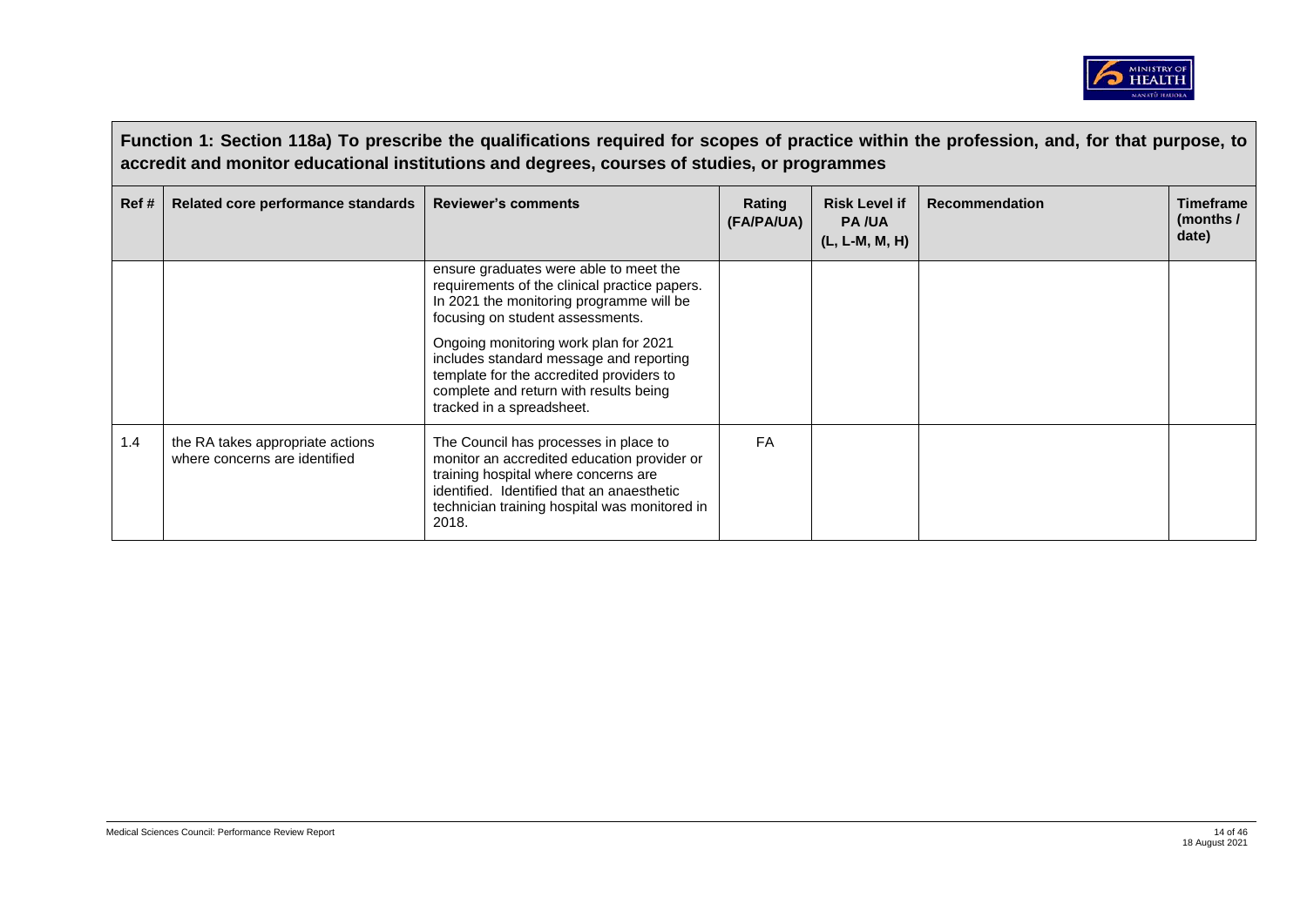**Function 1: Section 118a) To prescribe the qualifications required for scopes of practice within the profession, and, for that purpose, to accredit and monitor educational institutions and degrees, courses of studies, or programmes**

| Ref # | Related core performance standards | Reviewer's comments | Rating (FA/PA/UA) | Risk Level if PA /UA (L, L-M, M, H) | Recommendation | Timeframe (months / date) |
|---|---|---|---|---|---|---|
| | | ensure graduates were able to meet the requirements of the clinical practice papers. In 2021 the monitoring programme will be focusing on student assessments.<br><br>Ongoing monitoring work plan for 2021 includes standard message and reporting template for the accredited providers to complete and return with results being tracked in a spreadsheet. | | | | |
| 1.4 | the RA takes appropriate actions where concerns are identified | The Council has processes in place to monitor an accredited education provider or training hospital where concerns are identified. Identified that an anaesthetic technician training hospital was monitored in 2018. | FA | | | |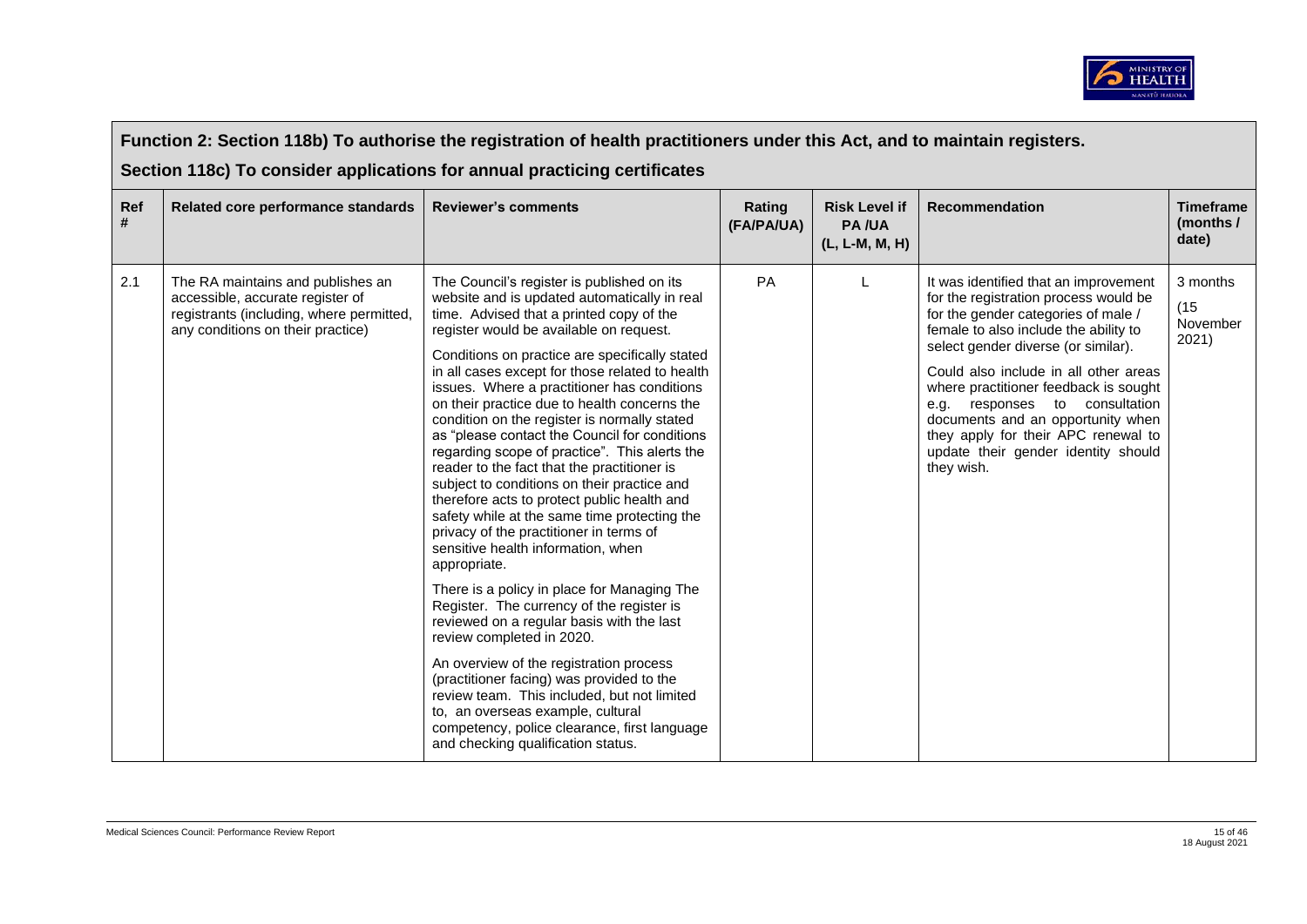## Function 2: Section 118b) To authorise the registration of health practitioners under this Act, and to maintain registers.

## Section 118c) To consider applications for annual practicing certificates

| Ref # | Related core performance standards | Reviewer's comments | Rating (FA/PA/UA) | Risk Level if PA /UA (L, L-M, M, H) | Recommendation | Timeframe (months / date) |
|---|---|---|---|---|---|---|
| 2.1 | The RA maintains and publishes an accessible, accurate register of registrants (including, where permitted, any conditions on their practice) | The Council's register is published on its website and is updated automatically in real time. Advised that a printed copy of the register would be available on request.<br><br>Conditions on practice are specifically stated in all cases except for those related to health issues. Where a practitioner has conditions on their practice due to health concerns the condition on the register is normally stated as "please contact the Council for conditions regarding scope of practice". This alerts the reader to the fact that the practitioner is subject to conditions on their practice and therefore acts to protect public health and safety while at the same time protecting the privacy of the practitioner in terms of sensitive health information, when appropriate.<br><br>There is a policy in place for Managing The Register. The currency of the register is reviewed on a regular basis with the last review completed in 2020.<br><br>An overview of the registration process (practitioner facing) was provided to the review team. This included, but not limited to, an overseas example, cultural competency, police clearance, first language and checking qualification status. | PA | L | It was identified that an improvement for the registration process would be for the gender categories of male / female to also include the ability to select gender diverse (or similar).<br><br>Could also include in all other areas where practitioner feedback is sought e.g. responses to consultation documents and an opportunity when they apply for their APC renewal to update their gender identity should they wish. | 3 months (15 November 2021) |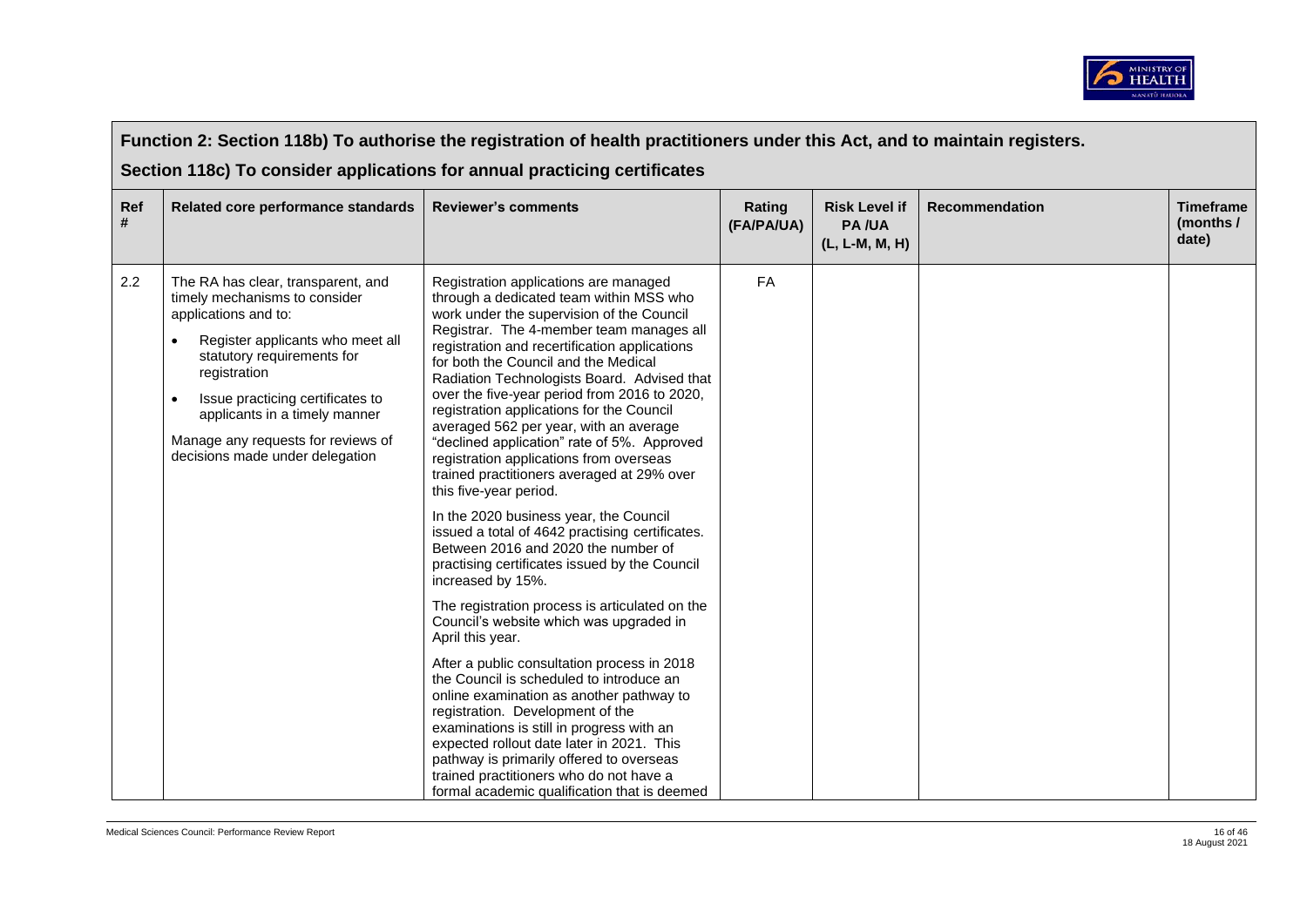## Function 2: Section 118b) To authorise the registration of health practitioners under this Act, and to maintain registers.

## Section 118c) To consider applications for annual practicing certificates

| Ref # | Related core performance standards | Reviewer's comments | Rating (FA/PA/UA) | Risk Level if PA /UA (L, L-M, M, H) | Recommendation | Timeframe (months / date) |
|---|---|---|---|---|---|---|
| 2.2 | The RA has clear, transparent, and timely mechanisms to consider applications and to:<br>• Register applicants who meet all statutory requirements for registration<br>• Issue practicing certificates to applicants in a timely manner<br>Manage any requests for reviews of decisions made under delegation | Registration applications are managed through a dedicated team within MSS who work under the supervision of the Council Registrar. The 4-member team manages all registration and recertification applications for both the Council and the Medical Radiation Technologists Board. Advised that over the five-year period from 2016 to 2020, registration applications for the Council averaged 562 per year, with an average "declined application" rate of 5%. Approved registration applications from overseas trained practitioners averaged at 29% over this five-year period.<br><br>In the 2020 business year, the Council issued a total of 4642 practising certificates. Between 2016 and 2020 the number of practising certificates issued by the Council increased by 15%.<br><br>The registration process is articulated on the Council's website which was upgraded in April this year.<br><br>After a public consultation process in 2018 the Council is scheduled to introduce an online examination as another pathway to registration. Development of the examinations is still in progress with an expected rollout date later in 2021. This pathway is primarily offered to overseas trained practitioners who do not have a formal academic qualification that is deemed | FA | | | |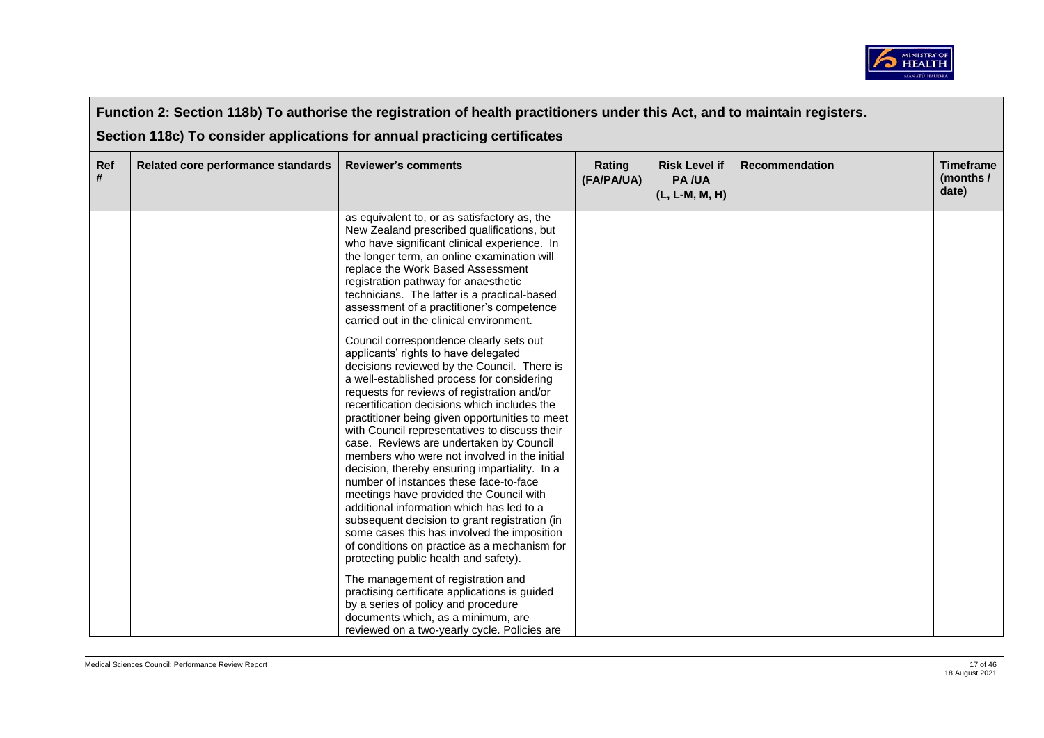## Function 2: Section 118b) To authorise the registration of health practitioners under this Act, and to maintain registers.

## Section 118c) To consider applications for annual practicing certificates

| Ref # | Related core performance standards | Reviewer's comments | Rating (FA/PA/UA) | Risk Level if PA /UA (L, L-M, M, H) | Recommendation | Timeframe (months / date) |
|---|---|---|---|---|---|---|
| | | as equivalent to, or as satisfactory as, the New Zealand prescribed qualifications, but who have significant clinical experience. In the longer term, an online examination will replace the Work Based Assessment registration pathway for anaesthetic technicians. The latter is a practical-based assessment of a practitioner's competence carried out in the clinical environment.<br><br>Council correspondence clearly sets out applicants' rights to have delegated decisions reviewed by the Council. There is a well-established process for considering requests for reviews of registration and/or recertification decisions which includes the practitioner being given opportunities to meet with Council representatives to discuss their case. Reviews are undertaken by Council members who were not involved in the initial decision, thereby ensuring impartiality. In a number of instances these face-to-face meetings have provided the Council with additional information which has led to a subsequent decision to grant registration (in some cases this has involved the imposition of conditions on practice as a mechanism for protecting public health and safety).<br><br>The management of registration and practising certificate applications is guided by a series of policy and procedure documents which, as a minimum, are reviewed on a two-yearly cycle. Policies are | | | | |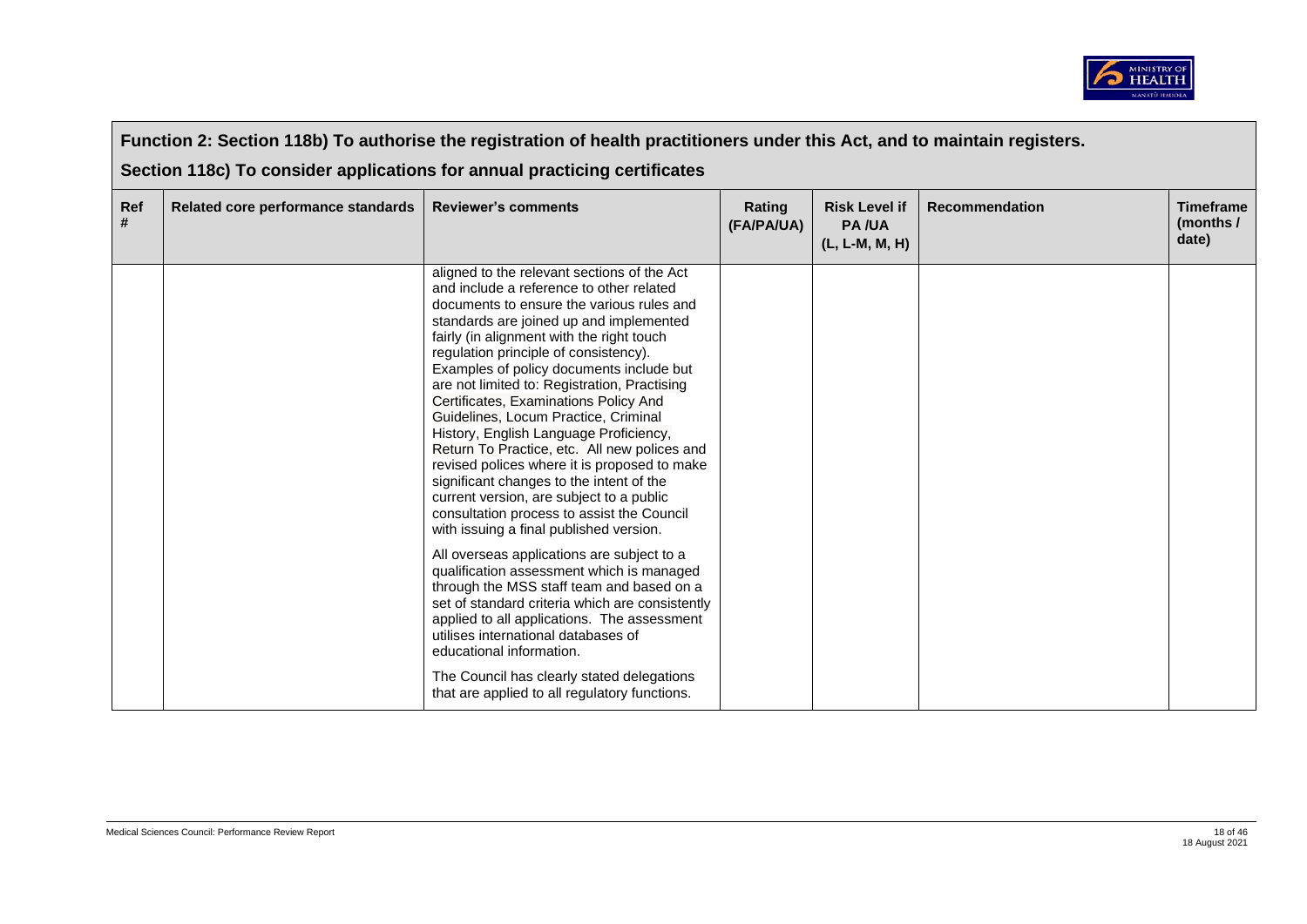## Function 2: Section 118b) To authorise the registration of health practitioners under this Act, and to maintain registers.

## Section 118c) To consider applications for annual practicing certificates

| Ref # | Related core performance standards | Reviewer's comments | Rating (FA/PA/UA) | Risk Level if PA /UA (L, L-M, M, H) | Recommendation | Timeframe (months / date) |
|---|---|---|---|---|---|---|
| | | aligned to the relevant sections of the Act and include a reference to other related documents to ensure the various rules and standards are joined up and implemented fairly (in alignment with the right touch regulation principle of consistency). Examples of policy documents include but are not limited to: Registration, Practising Certificates, Examinations Policy And Guidelines, Locum Practice, Criminal History, English Language Proficiency, Return To Practice, etc. All new polices and revised polices where it is proposed to make significant changes to the intent of the current version, are subject to a public consultation process to assist the Council with issuing a final published version.<br><br>All overseas applications are subject to a qualification assessment which is managed through the MSS staff team and based on a set of standard criteria which are consistently applied to all applications. The assessment utilises international databases of educational information.<br><br>The Council has clearly stated delegations that are applied to all regulatory functions. | | | | |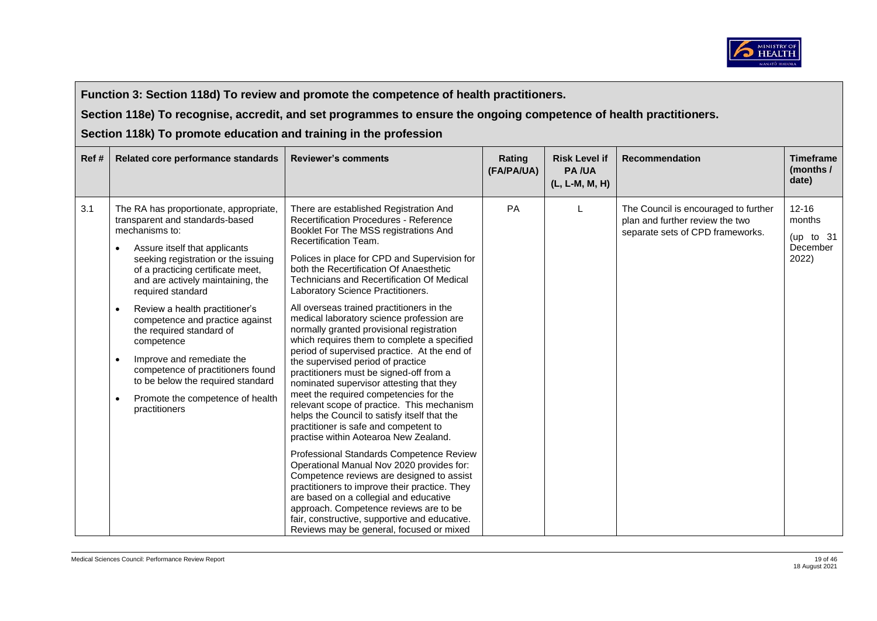**Function 3: Section 118d) To review and promote the competence of health practitioners.**

**Section 118e) To recognise, accredit, and set programmes to ensure the ongoing competence of health practitioners.**

**Section 118k) To promote education and training in the profession**

| Ref # | Related core performance standards | Reviewer's comments | Rating (FA/PA/UA) | Risk Level if PA /UA (L, L-M, M, H) | Recommendation | Timeframe (months / date) |
|---|---|---|---|---|---|---|
| 3.1 | The RA has proportionate, appropriate, transparent and standards-based mechanisms to:<br>• Assure itself that applicants seeking registration or the issuing of a practicing certificate meet, and are actively maintaining, the required standard<br>• Review a health practitioner's competence and practice against the required standard of competence<br>• Improve and remediate the competence of practitioners found to be below the required standard<br>• Promote the competence of health practitioners | There are established Registration And Recertification Procedures - Reference Booklet For The MSS registrations And Recertification Team.<br><br>Polices in place for CPD and Supervision for both the Recertification Of Anaesthetic Technicians and Recertification Of Medical Laboratory Science Practitioners.<br><br>All overseas trained practitioners in the medical laboratory science profession are normally granted provisional registration which requires them to complete a specified period of supervised practice. At the end of the supervised period of practice practitioners must be signed-off from a nominated supervisor attesting that they meet the required competencies for the relevant scope of practice. This mechanism helps the Council to satisfy itself that the practitioner is safe and competent to practise within Aotearoa New Zealand.<br><br>Professional Standards Competence Review Operational Manual Nov 2020 provides for: Competence reviews are designed to assist practitioners to improve their practice. They are based on a collegial and educative approach. Competence reviews are to be fair, constructive, supportive and educative. Reviews may be general, focused or mixed | PA | L | The Council is encouraged to further plan and further review the two separate sets of CPD frameworks. | 12-16 months (up to 31 December 2022) |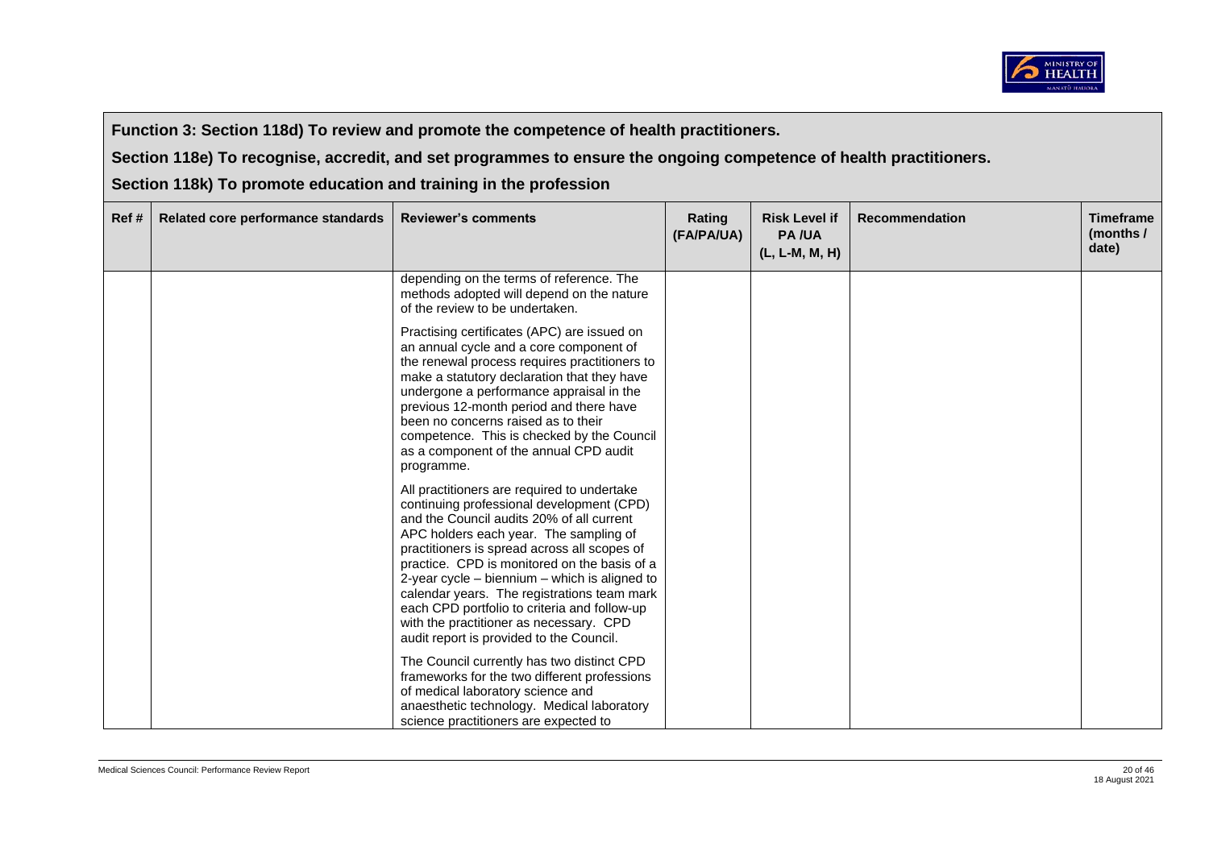**Function 3: Section 118d) To review and promote the competence of health practitioners.**

**Section 118e) To recognise, accredit, and set programmes to ensure the ongoing competence of health practitioners.**

**Section 118k) To promote education and training in the profession**

| Ref # | Related core performance standards | Reviewer's comments | Rating (FA/PA/UA) | Risk Level if PA /UA (L, L-M, M, H) | Recommendation | Timeframe (months / date) |
|---|---|---|---|---|---|---|
| | | depending on the terms of reference. The methods adopted will depend on the nature of the review to be undertaken.<br><br>Practising certificates (APC) are issued on an annual cycle and a core component of the renewal process requires practitioners to make a statutory declaration that they have undergone a performance appraisal in the previous 12-month period and there have been no concerns raised as to their competence. This is checked by the Council as a component of the annual CPD audit programme.<br><br>All practitioners are required to undertake continuing professional development (CPD) and the Council audits 20% of all current APC holders each year. The sampling of practitioners is spread across all scopes of practice. CPD is monitored on the basis of a 2-year cycle – biennium – which is aligned to calendar years. The registrations team mark each CPD portfolio to criteria and follow-up with the practitioner as necessary. CPD audit report is provided to the Council.<br><br>The Council currently has two distinct CPD frameworks for the two different professions of medical laboratory science and anaesthetic technology. Medical laboratory science practitioners are expected to | | | | |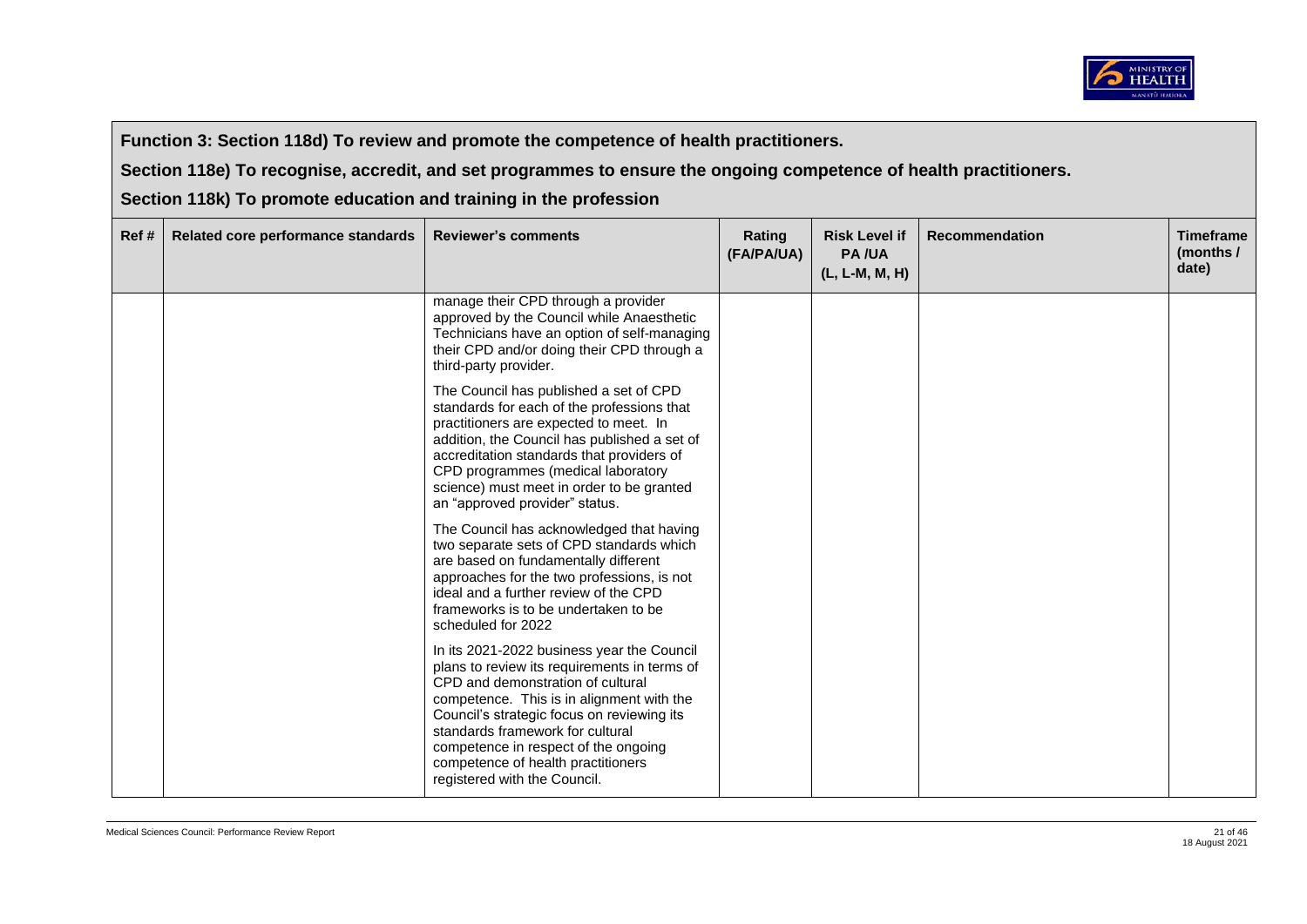| Function 3: Section 118d) To review and promote the competence of health practitioners.<br>Section 118e) To recognise, accredit, and set programmes to ensure the ongoing competence of health practitioners.<br>Section 118k) To promote education and training in the profession | | | | | | |
|---|---|---|---|---|---|---|
| **Ref #** | **Related core performance standards** | **Reviewer's comments** | **Rating (FA/PA/UA)** | **Risk Level if PA /UA (L, L-M, M, H)** | **Recommendation** | **Timeframe (months / date)** |
| | | manage their CPD through a provider approved by the Council while Anaesthetic Technicians have an option of self-managing their CPD and/or doing their CPD through a third-party provider.<br><br>The Council has published a set of CPD standards for each of the professions that practitioners are expected to meet. In addition, the Council has published a set of accreditation standards that providers of CPD programmes (medical laboratory science) must meet in order to be granted an "approved provider" status.<br><br>The Council has acknowledged that having two separate sets of CPD standards which are based on fundamentally different approaches for the two professions, is not ideal and a further review of the CPD frameworks is to be undertaken to be scheduled for 2022<br><br>In its 2021-2022 business year the Council plans to review its requirements in terms of CPD and demonstration of cultural competence. This is in alignment with the Council's strategic focus on reviewing its standards framework for cultural competence in respect of the ongoing competence of health practitioners registered with the Council. | | | | |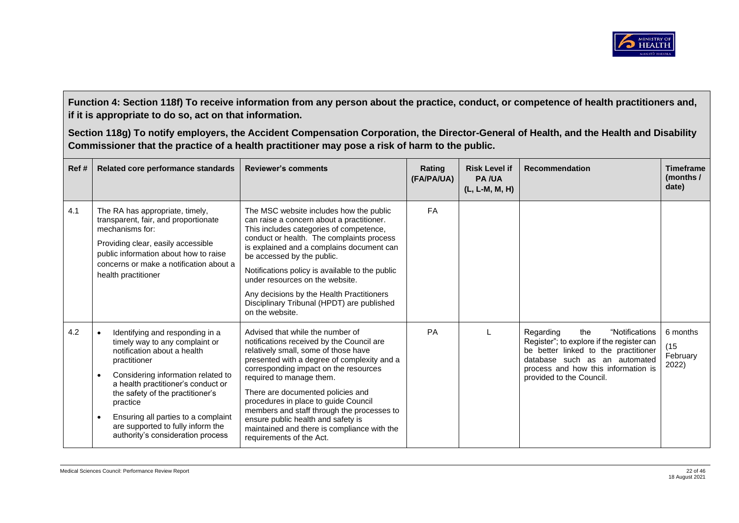**Function 4: Section 118f) To receive information from any person about the practice, conduct, or competence of health practitioners and, if it is appropriate to do so, act on that information.**

**Section 118g) To notify employers, the Accident Compensation Corporation, the Director-General of Health, and the Health and Disability Commissioner that the practice of a health practitioner may pose a risk of harm to the public.**

| Ref # | Related core performance standards | Reviewer's comments | Rating (FA/PA/UA) | Risk Level if PA /UA (L, L-M, M, H) | Recommendation | Timeframe (months / date) |
|---|---|---|---|---|---|---|
| 4.1 | The RA has appropriate, timely, transparent, fair, and proportionate mechanisms for:<br><br>Providing clear, easily accessible public information about how to raise concerns or make a notification about a health practitioner | The MSC website includes how the public can raise a concern about a practitioner. This includes categories of competence, conduct or health. The complaints process is explained and a complains document can be accessed by the public.<br><br>Notifications policy is available to the public under resources on the website.<br><br>Any decisions by the Health Practitioners Disciplinary Tribunal (HPDT) are published on the website. | FA | | | |
| 4.2 | • Identifying and responding in a timely way to any complaint or notification about a health practitioner<br>• Considering information related to a health practitioner's conduct or the safety of the practitioner's practice<br>• Ensuring all parties to a complaint are supported to fully inform the authority's consideration process | Advised that while the number of notifications received by the Council are relatively small, some of those have presented with a degree of complexity and a corresponding impact on the resources required to manage them.<br><br>There are documented policies and procedures in place to guide Council members and staff through the processes to ensure public health and safety is maintained and there is compliance with the requirements of the Act. | PA | L | Regarding the "Notifications Register"; to explore if the register can be better linked to the practitioner database such as an automated process and how this information is provided to the Council. | 6 months (15 February 2022) |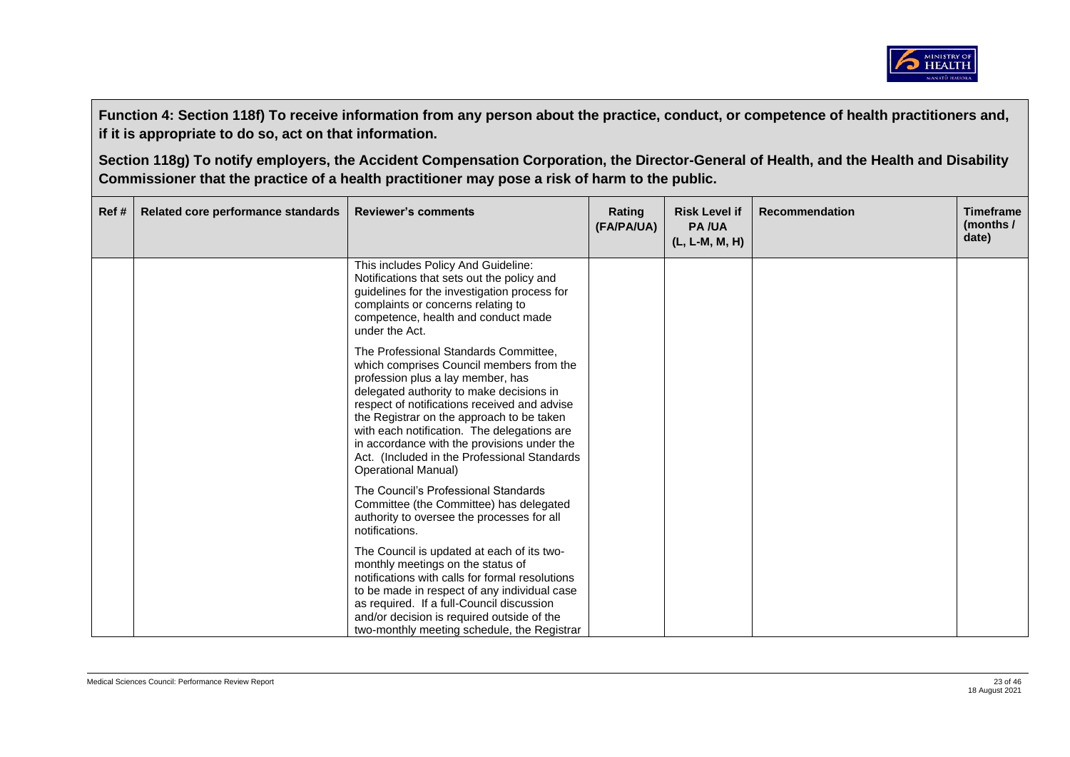**Function 4: Section 118f) To receive information from any person about the practice, conduct, or competence of health practitioners and, if it is appropriate to do so, act on that information.**

**Section 118g) To notify employers, the Accident Compensation Corporation, the Director-General of Health, and the Health and Disability Commissioner that the practice of a health practitioner may pose a risk of harm to the public.**

| Ref # | Related core performance standards | Reviewer's comments | Rating (FA/PA/UA) | Risk Level if PA /UA (L, L-M, M, H) | Recommendation | Timeframe (months / date) |
|---|---|---|---|---|---|---|
| | | This includes Policy And Guideline: Notifications that sets out the policy and guidelines for the investigation process for complaints or concerns relating to competence, health and conduct made under the Act.<br><br>The Professional Standards Committee, which comprises Council members from the profession plus a lay member, has delegated authority to make decisions in respect of notifications received and advise the Registrar on the approach to be taken with each notification. The delegations are in accordance with the provisions under the Act. (Included in the Professional Standards Operational Manual)<br><br>The Council's Professional Standards Committee (the Committee) has delegated authority to oversee the processes for all notifications.<br><br>The Council is updated at each of its two-monthly meetings on the status of notifications with calls for formal resolutions to be made in respect of any individual case as required. If a full-Council discussion and/or decision is required outside of the two-monthly meeting schedule, the Registrar | | | | |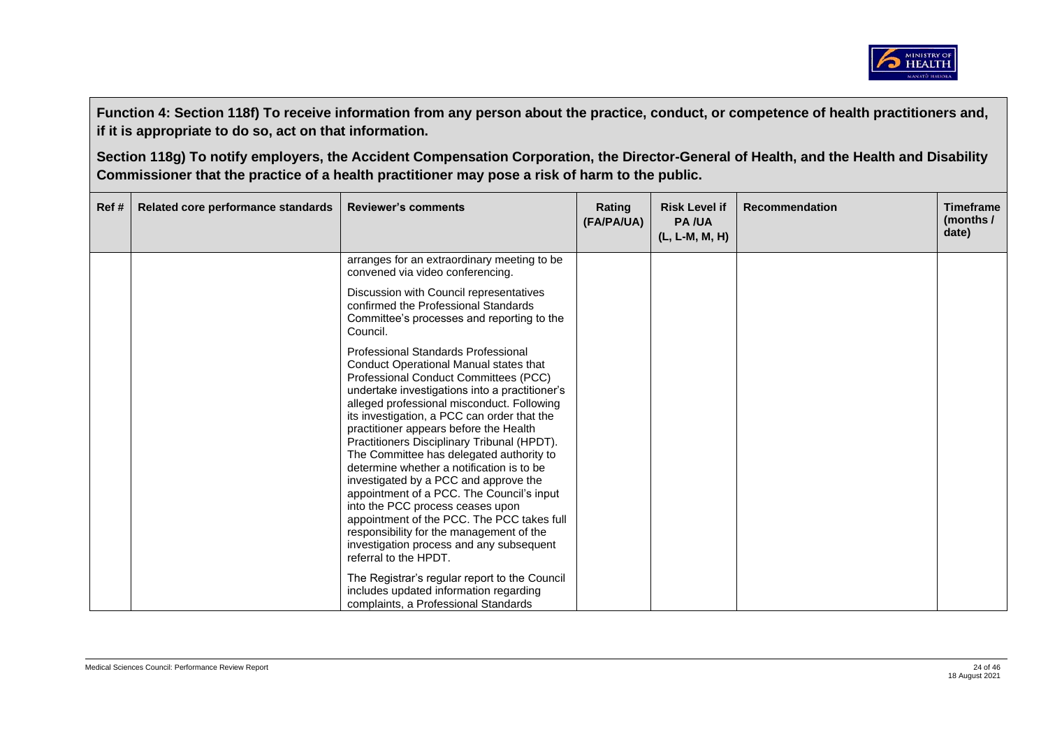**Function 4: Section 118f) To receive information from any person about the practice, conduct, or competence of health practitioners and, if it is appropriate to do so, act on that information.**

**Section 118g) To notify employers, the Accident Compensation Corporation, the Director-General of Health, and the Health and Disability Commissioner that the practice of a health practitioner may pose a risk of harm to the public.**

| Ref # | Related core performance standards | Reviewer's comments | Rating (FA/PA/UA) | Risk Level if PA /UA (L, L-M, M, H) | Recommendation | Timeframe (months / date) |
|---|---|---|---|---|---|---|
| | | arranges for an extraordinary meeting to be convened via video conferencing.<br><br>Discussion with Council representatives confirmed the Professional Standards Committee's processes and reporting to the Council.<br><br>Professional Standards Professional Conduct Operational Manual states that Professional Conduct Committees (PCC) undertake investigations into a practitioner's alleged professional misconduct. Following its investigation, a PCC can order that the practitioner appears before the Health Practitioners Disciplinary Tribunal (HPDT). The Committee has delegated authority to determine whether a notification is to be investigated by a PCC and approve the appointment of a PCC. The Council's input into the PCC process ceases upon appointment of the PCC. The PCC takes full responsibility for the management of the investigation process and any subsequent referral to the HPDT.<br><br>The Registrar's regular report to the Council includes updated information regarding complaints, a Professional Standards | | | | |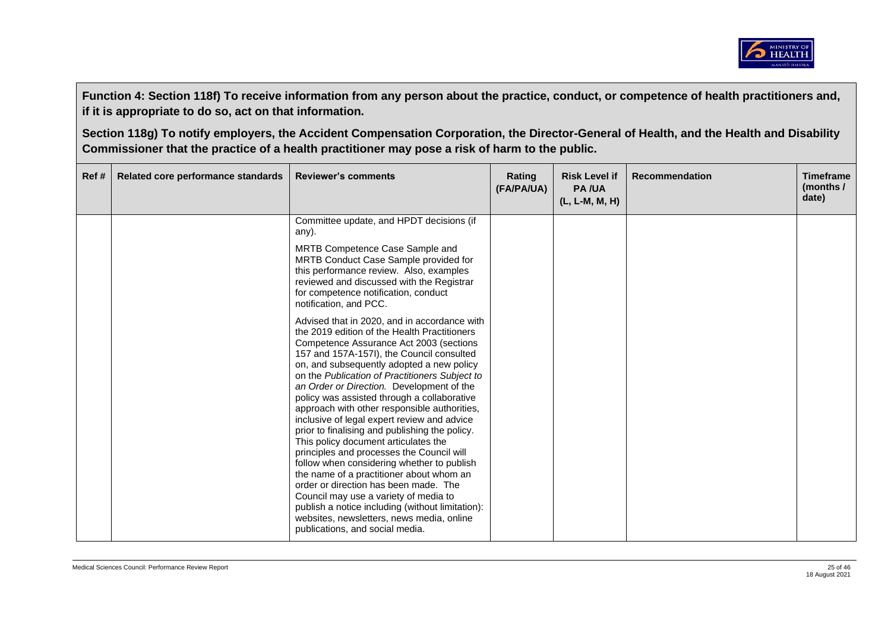**Function 4: Section 118f) To receive information from any person about the practice, conduct, or competence of health practitioners and, if it is appropriate to do so, act on that information.**

**Section 118g) To notify employers, the Accident Compensation Corporation, the Director-General of Health, and the Health and Disability Commissioner that the practice of a health practitioner may pose a risk of harm to the public.**

| Ref # | Related core performance standards | Reviewer's comments | Rating (FA/PA/UA) | Risk Level if PA /UA (L, L-M, M, H) | Recommendation | Timeframe (months / date) |
|---|---|---|---|---|---|---|
| | | Committee update, and HPDT decisions (if any).<br><br>MRTB Competence Case Sample and MRTB Conduct Case Sample provided for this performance review. Also, examples reviewed and discussed with the Registrar for competence notification, conduct notification, and PCC.<br><br>Advised that in 2020, and in accordance with the 2019 edition of the Health Practitioners Competence Assurance Act 2003 (sections 157 and 157A-157I), the Council consulted on, and subsequently adopted a new policy on the *Publication of Practitioners Subject to an Order or Direction.* Development of the policy was assisted through a collaborative approach with other responsible authorities, inclusive of legal expert review and advice prior to finalising and publishing the policy. This policy document articulates the principles and processes the Council will follow when considering whether to publish the name of a practitioner about whom an order or direction has been made. The Council may use a variety of media to publish a notice including (without limitation): websites, newsletters, news media, online publications, and social media. | | | | |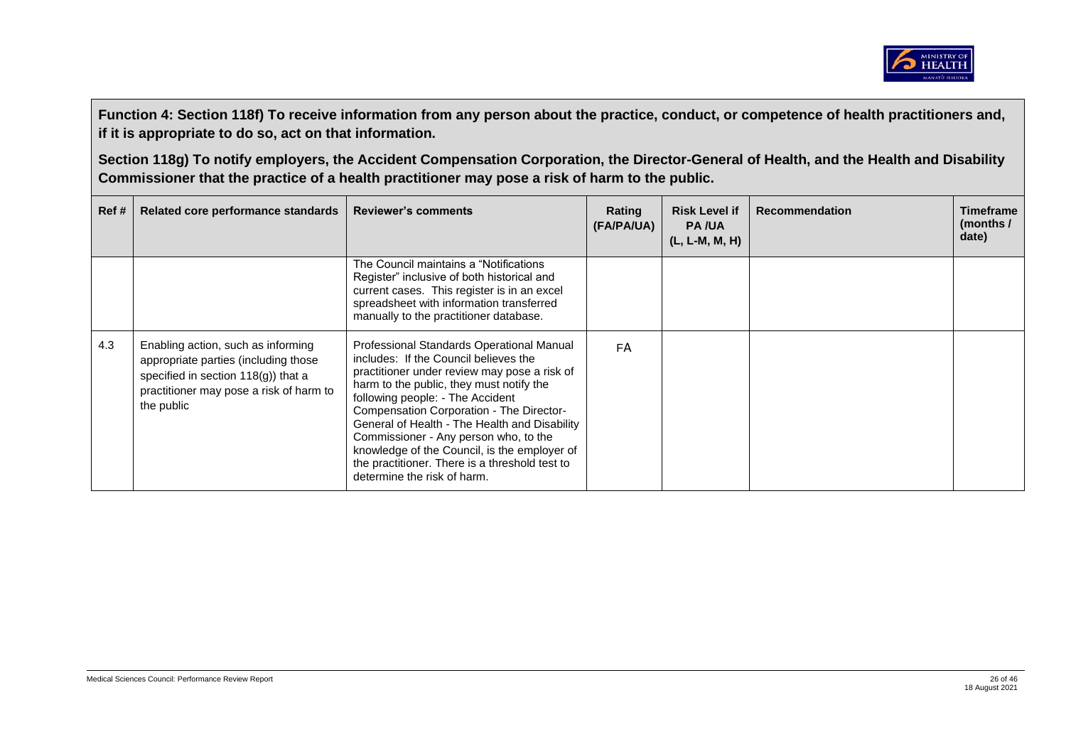**Function 4: Section 118f) To receive information from any person about the practice, conduct, or competence of health practitioners and, if it is appropriate to do so, act on that information.**

**Section 118g) To notify employers, the Accident Compensation Corporation, the Director-General of Health, and the Health and Disability Commissioner that the practice of a health practitioner may pose a risk of harm to the public.**

| Ref # | Related core performance standards | Reviewer's comments | Rating (FA/PA/UA) | Risk Level if PA /UA (L, L-M, M, H) | Recommendation | Timeframe (months / date) |
|---|---|---|---|---|---|---|
| | | The Council maintains a "Notifications Register" inclusive of both historical and current cases. This register is in an excel spreadsheet with information transferred manually to the practitioner database. | | | | |
| 4.3 | Enabling action, such as informing appropriate parties (including those specified in section 118(g)) that a practitioner may pose a risk of harm to the public | Professional Standards Operational Manual includes: If the Council believes the practitioner under review may pose a risk of harm to the public, they must notify the following people: - The Accident Compensation Corporation - The Director-General of Health - The Health and Disability Commissioner - Any person who, to the knowledge of the Council, is the employer of the practitioner. There is a threshold test to determine the risk of harm. | FA | | | |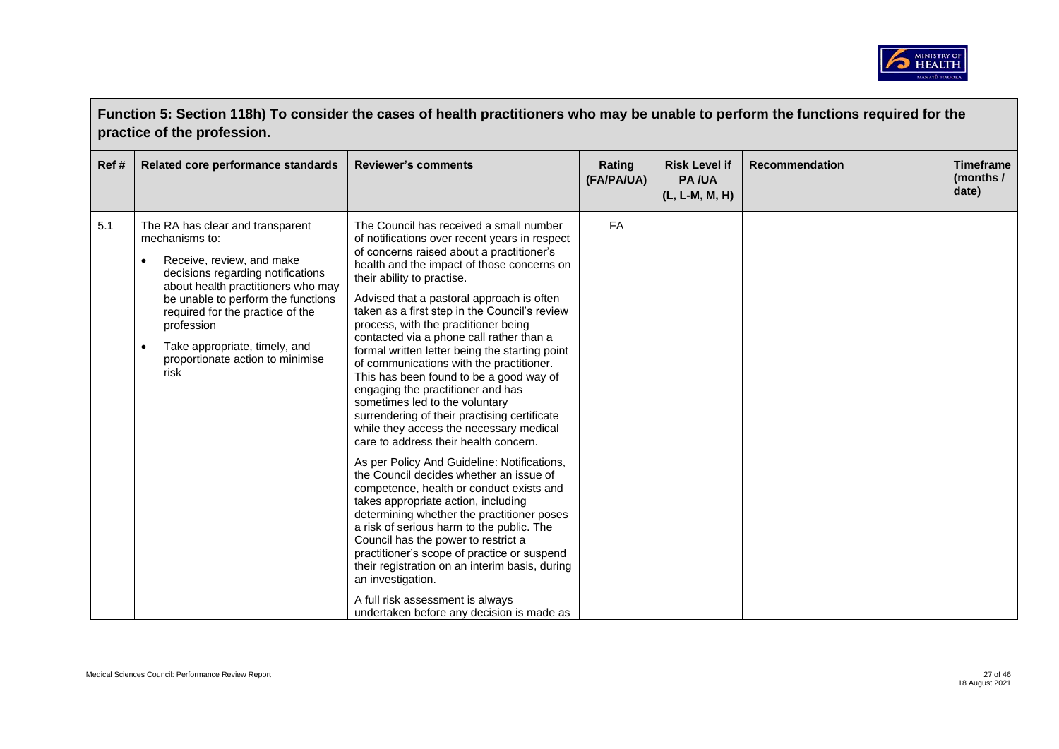## Function 5: Section 118h) To consider the cases of health practitioners who may be unable to perform the functions required for the practice of the profession.

| Ref # | Related core performance standards | Reviewer's comments | Rating (FA/PA/UA) | Risk Level if PA /UA (L, L-M, M, H) | Recommendation | Timeframe (months / date) |
|---|---|---|---|---|---|---|
| 5.1 | The RA has clear and transparent mechanisms to:<br>• Receive, review, and make decisions regarding notifications about health practitioners who may be unable to perform the functions required for the practice of the profession<br>• Take appropriate, timely, and proportionate action to minimise risk | The Council has received a small number of notifications over recent years in respect of concerns raised about a practitioner's health and the impact of those concerns on their ability to practise.<br><br>Advised that a pastoral approach is often taken as a first step in the Council's review process, with the practitioner being contacted via a phone call rather than a formal written letter being the starting point of communications with the practitioner. This has been found to be a good way of engaging the practitioner and has sometimes led to the voluntary surrendering of their practising certificate while they access the necessary medical care to address their health concern.<br><br>As per Policy And Guideline: Notifications, the Council decides whether an issue of competence, health or conduct exists and takes appropriate action, including determining whether the practitioner poses a risk of serious harm to the public. The Council has the power to restrict a practitioner's scope of practice or suspend their registration on an interim basis, during an investigation.<br><br>A full risk assessment is always undertaken before any decision is made as | FA | | | |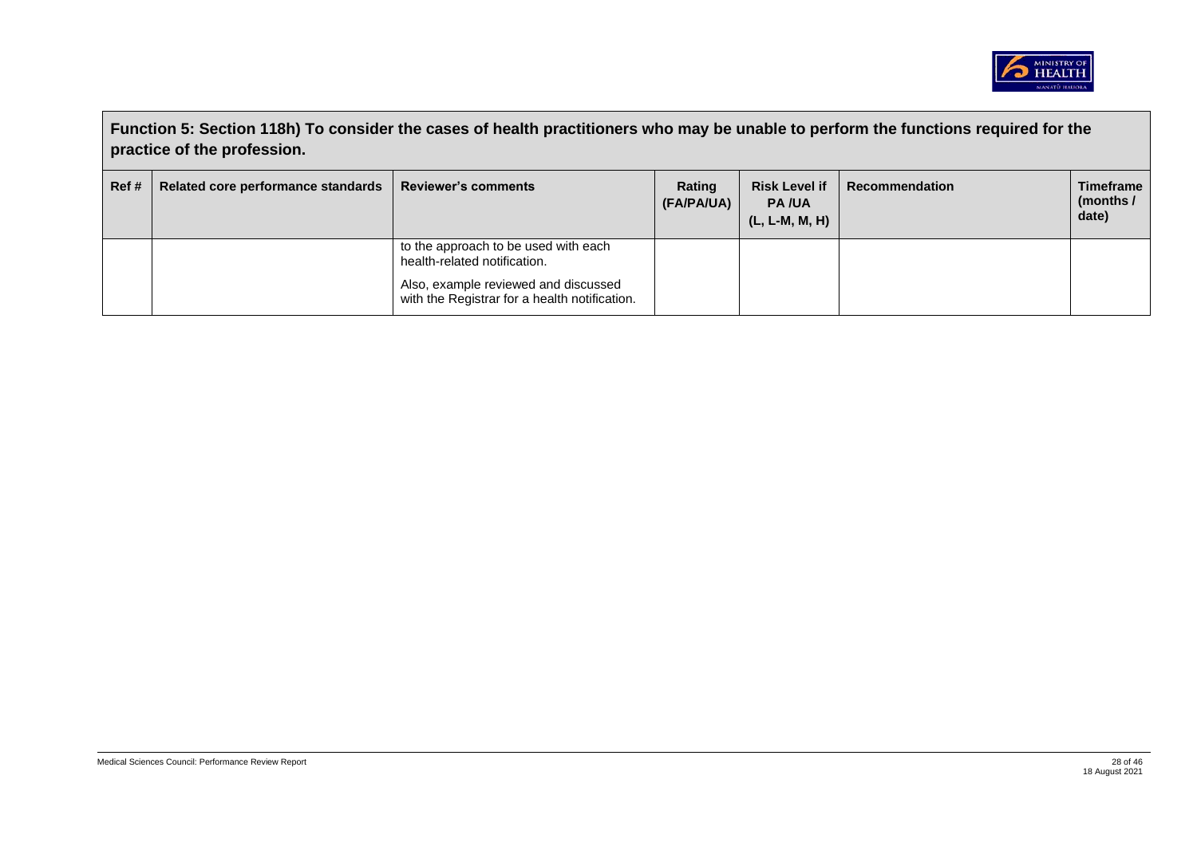**Function 5: Section 118h) To consider the cases of health practitioners who may be unable to perform the functions required for the practice of the profession.**

| Ref # | Related core performance standards | Reviewer's comments | Rating (FA/PA/UA) | Risk Level if PA /UA (L, L-M, M, H) | Recommendation | Timeframe (months / date) |
|---|---|---|---|---|---|---|
| | | to the approach to be used with each health-related notification.<br><br>Also, example reviewed and discussed with the Registrar for a health notification. | | | | |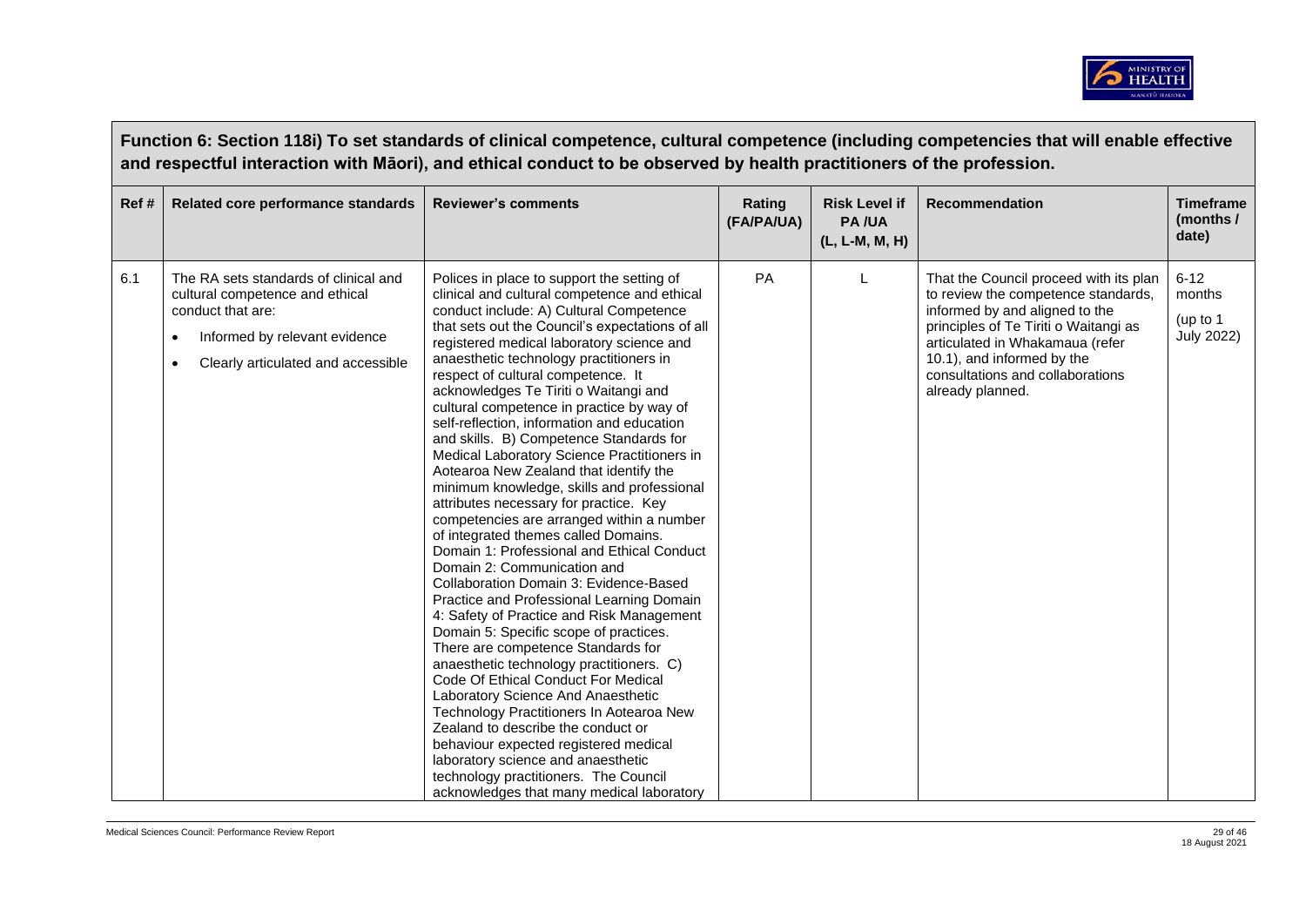**Function 6: Section 118i) To set standards of clinical competence, cultural competence (including competencies that will enable effective and respectful interaction with Māori), and ethical conduct to be observed by health practitioners of the profession.**

| Ref # | Related core performance standards | Reviewer's comments | Rating (FA/PA/UA) | Risk Level if PA /UA (L, L-M, M, H) | Recommendation | Timeframe (months / date) |
|---|---|---|---|---|---|---|
| 6.1 | The RA sets standards of clinical and cultural competence and ethical conduct that are:<br>• Informed by relevant evidence<br>• Clearly articulated and accessible | Polices in place to support the setting of clinical and cultural competence and ethical conduct include: A) Cultural Competence that sets out the Council's expectations of all registered medical laboratory science and anaesthetic technology practitioners in respect of cultural competence. It acknowledges Te Tiriti o Waitangi and cultural competence in practice by way of self-reflection, information and education and skills. B) Competence Standards for Medical Laboratory Science Practitioners in Aotearoa New Zealand that identify the minimum knowledge, skills and professional attributes necessary for practice. Key competencies are arranged within a number of integrated themes called Domains. Domain 1: Professional and Ethical Conduct Domain 2: Communication and Collaboration Domain 3: Evidence-Based Practice and Professional Learning Domain 4: Safety of Practice and Risk Management Domain 5: Specific scope of practices. There are competence Standards for anaesthetic technology practitioners. C) Code Of Ethical Conduct For Medical Laboratory Science And Anaesthetic Technology Practitioners In Aotearoa New Zealand to describe the conduct or behaviour expected registered medical laboratory science and anaesthetic technology practitioners. The Council acknowledges that many medical laboratory | PA | L | That the Council proceed with its plan to review the competence standards, informed by and aligned to the principles of Te Tiriti o Waitangi as articulated in Whakamaua (refer 10.1), and informed by the consultations and collaborations already planned. | 6-12 months (up to 1 July 2022) |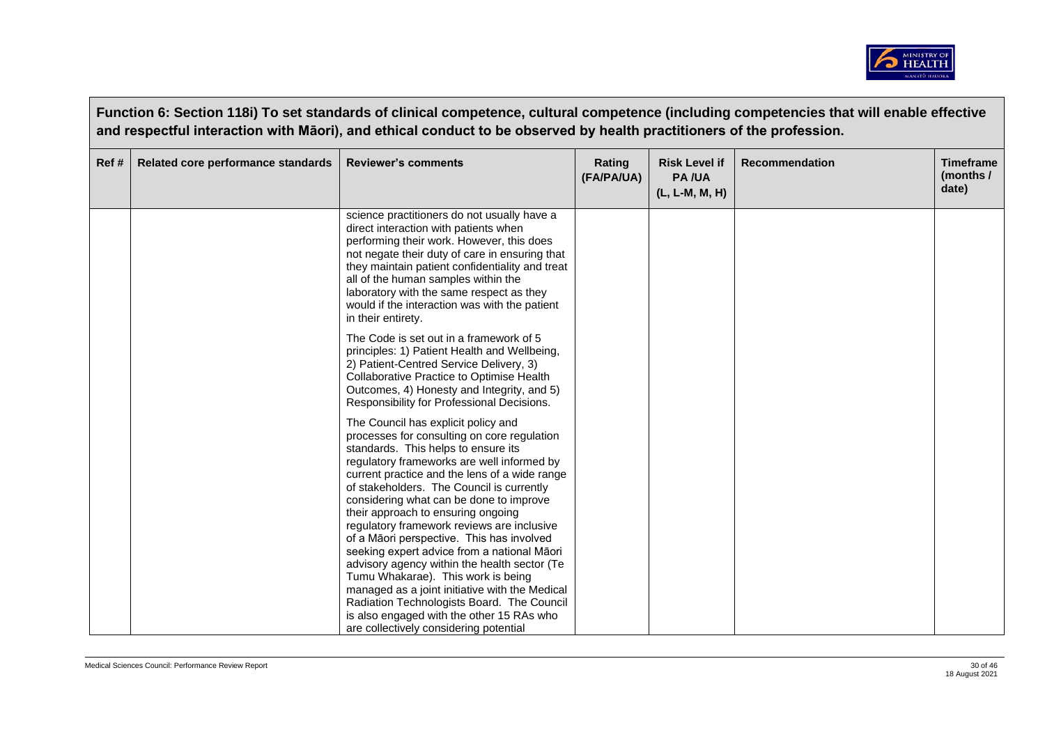**Function 6: Section 118i) To set standards of clinical competence, cultural competence (including competencies that will enable effective and respectful interaction with Māori), and ethical conduct to be observed by health practitioners of the profession.**

| Ref # | Related core performance standards | Reviewer's comments | Rating (FA/PA/UA) | Risk Level if PA /UA (L, L-M, M, H) | Recommendation | Timeframe (months / date) |
|---|---|---|---|---|---|---|
| | | science practitioners do not usually have a direct interaction with patients when performing their work. However, this does not negate their duty of care in ensuring that they maintain patient confidentiality and treat all of the human samples within the laboratory with the same respect as they would if the interaction was with the patient in their entirety.<br><br>The Code is set out in a framework of 5 principles: 1) Patient Health and Wellbeing, 2) Patient-Centred Service Delivery, 3) Collaborative Practice to Optimise Health Outcomes, 4) Honesty and Integrity, and 5) Responsibility for Professional Decisions.<br><br>The Council has explicit policy and processes for consulting on core regulation standards. This helps to ensure its regulatory frameworks are well informed by current practice and the lens of a wide range of stakeholders. The Council is currently considering what can be done to improve their approach to ensuring ongoing regulatory framework reviews are inclusive of a Māori perspective. This has involved seeking expert advice from a national Māori advisory agency within the health sector (Te Tumu Whakarae). This work is being managed as a joint initiative with the Medical Radiation Technologists Board. The Council is also engaged with the other 15 RAs who are collectively considering potential | | | | |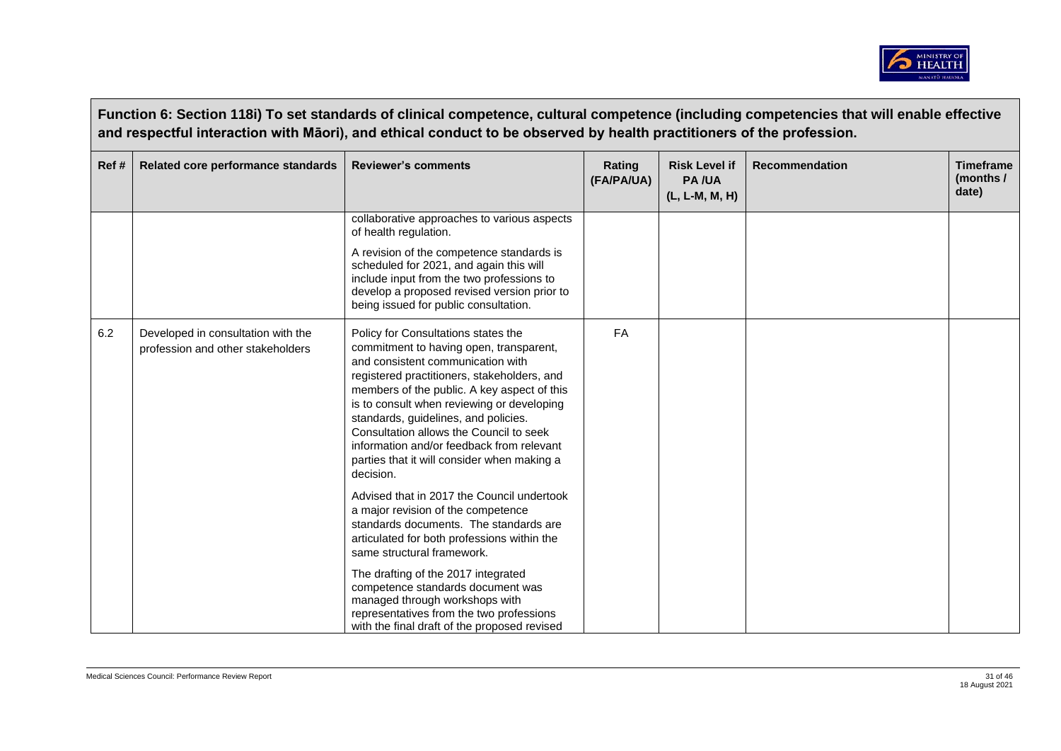**Function 6: Section 118i) To set standards of clinical competence, cultural competence (including competencies that will enable effective and respectful interaction with Māori), and ethical conduct to be observed by health practitioners of the profession.**

| Ref # | Related core performance standards | Reviewer's comments | Rating (FA/PA/UA) | Risk Level if PA /UA (L, L-M, M, H) | Recommendation | Timeframe (months / date) |
|---|---|---|---|---|---|---|
| | | collaborative approaches to various aspects of health regulation.<br><br>A revision of the competence standards is scheduled for 2021, and again this will include input from the two professions to develop a proposed revised version prior to being issued for public consultation. | | | | |
| 6.2 | Developed in consultation with the profession and other stakeholders | Policy for Consultations states the commitment to having open, transparent, and consistent communication with registered practitioners, stakeholders, and members of the public. A key aspect of this is to consult when reviewing or developing standards, guidelines, and policies. Consultation allows the Council to seek information and/or feedback from relevant parties that it will consider when making a decision.<br><br>Advised that in 2017 the Council undertook a major revision of the competence standards documents. The standards are articulated for both professions within the same structural framework.<br><br>The drafting of the 2017 integrated competence standards document was managed through workshops with representatives from the two professions with the final draft of the proposed revised | FA | | | |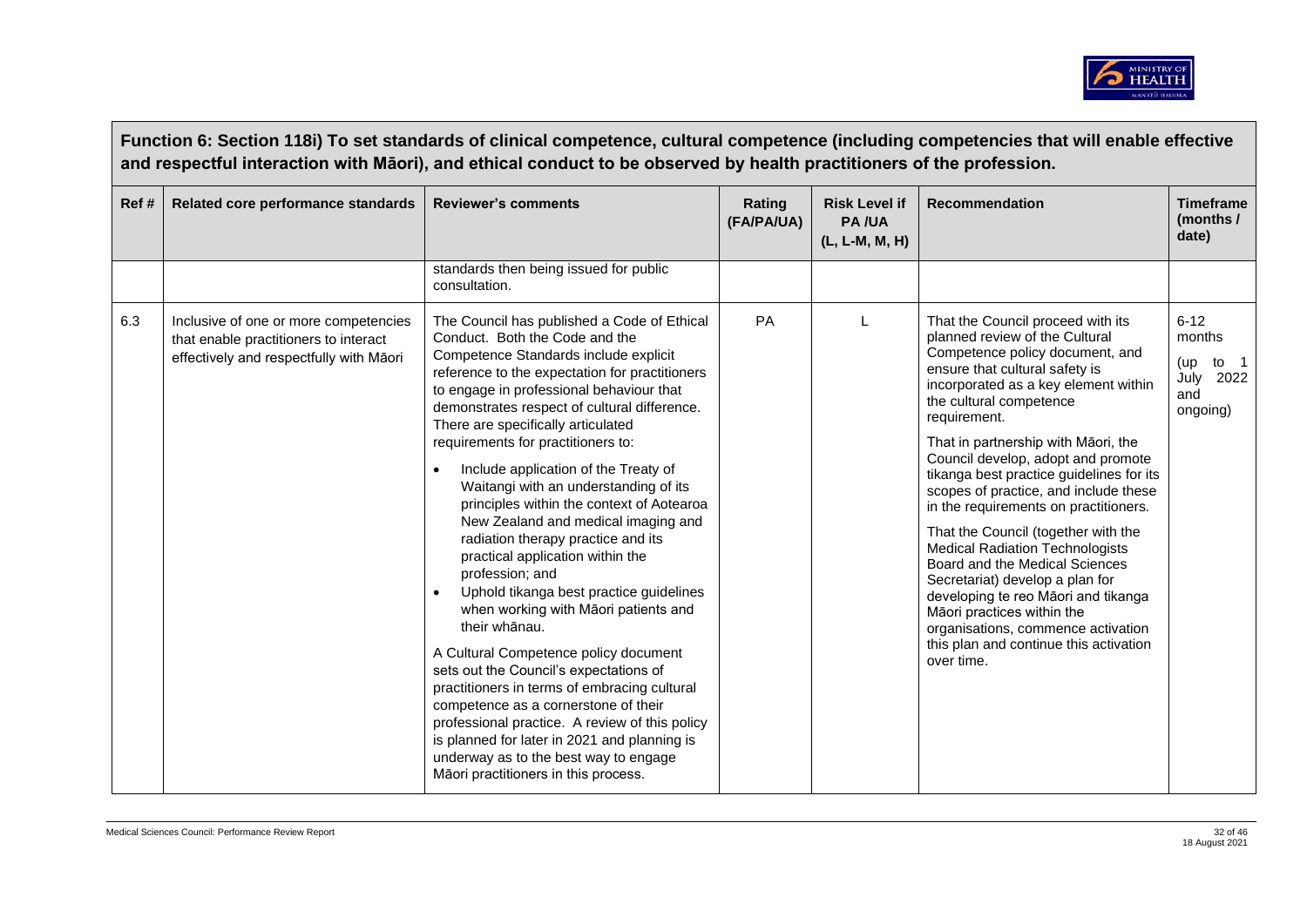**Function 6: Section 118i) To set standards of clinical competence, cultural competence (including competencies that will enable effective and respectful interaction with Māori), and ethical conduct to be observed by health practitioners of the profession.**

| Ref # | Related core performance standards | Reviewer's comments | Rating (FA/PA/UA) | Risk Level if PA /UA (L, L-M, M, H) | Recommendation | Timeframe (months / date) |
|---|---|---|---|---|---|---|
| | | standards then being issued for public consultation. | | | | |
| 6.3 | Inclusive of one or more competencies that enable practitioners to interact effectively and respectfully with Māori | The Council has published a Code of Ethical Conduct. Both the Code and the Competence Standards include explicit reference to the expectation for practitioners to engage in professional behaviour that demonstrates respect of cultural difference. There are specifically articulated requirements for practitioners to:<br>• Include application of the Treaty of Waitangi with an understanding of its principles within the context of Aotearoa New Zealand and medical imaging and radiation therapy practice and its practical application within the profession; and<br>• Uphold tikanga best practice guidelines when working with Māori patients and their whānau.<br><br>A Cultural Competence policy document sets out the Council's expectations of practitioners in terms of embracing cultural competence as a cornerstone of their professional practice. A review of this policy is planned for later in 2021 and planning is underway as to the best way to engage Māori practitioners in this process. | PA | L | That the Council proceed with its planned review of the Cultural Competence policy document, and ensure that cultural safety is incorporated as a key element within the cultural competence requirement.<br><br>That in partnership with Māori, the Council develop, adopt and promote tikanga best practice guidelines for its scopes of practice, and include these in the requirements on practitioners.<br><br>That the Council (together with the Medical Radiation Technologists Board and the Medical Sciences Secretariat) develop a plan for developing te reo Māori and tikanga Māori practices within the organisations, commence activation this plan and continue this activation over time. | 6-12 months (up to 1 July 2022 and ongoing) |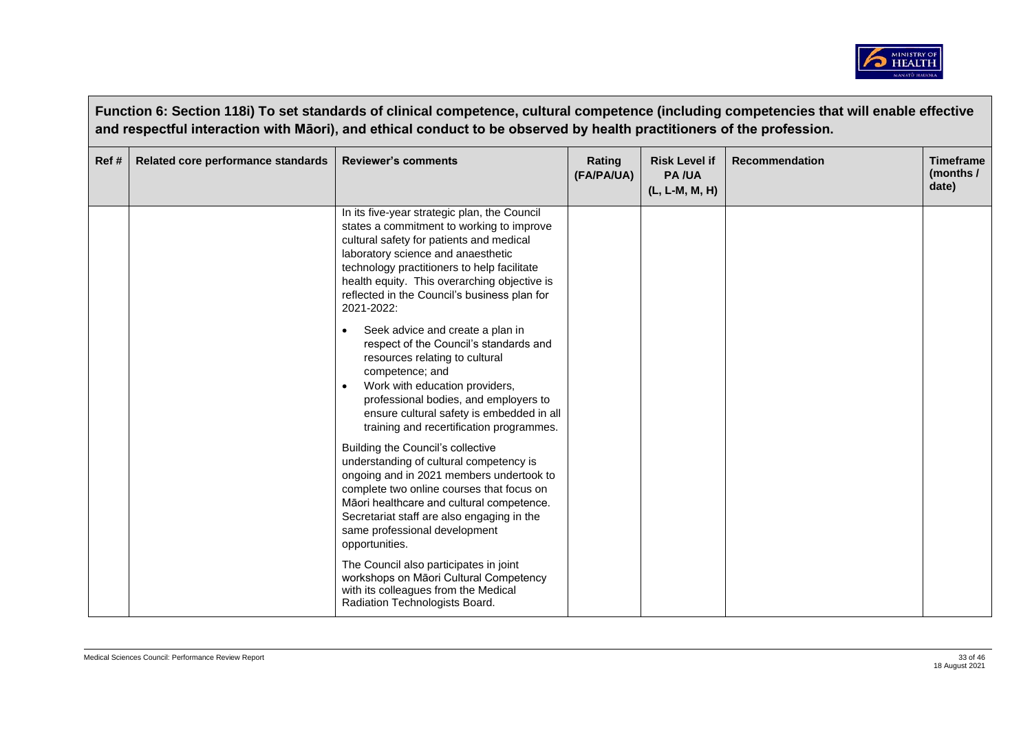**Function 6: Section 118i) To set standards of clinical competence, cultural competence (including competencies that will enable effective and respectful interaction with Māori), and ethical conduct to be observed by health practitioners of the profession.**

| Ref # | Related core performance standards | Reviewer's comments | Rating (FA/PA/UA) | Risk Level if PA /UA (L, L-M, M, H) | Recommendation | Timeframe (months / date) |
|---|---|---|---|---|---|---|
| | | In its five-year strategic plan, the Council states a commitment to working to improve cultural safety for patients and medical laboratory science and anaesthetic technology practitioners to help facilitate health equity. This overarching objective is reflected in the Council's business plan for 2021-2022:<br>• Seek advice and create a plan in respect of the Council's standards and resources relating to cultural competence; and<br>• Work with education providers, professional bodies, and employers to ensure cultural safety is embedded in all training and recertification programmes.<br>Building the Council's collective understanding of cultural competency is ongoing and in 2021 members undertook to complete two online courses that focus on Māori healthcare and cultural competence. Secretariat staff are also engaging in the same professional development opportunities.<br>The Council also participates in joint workshops on Māori Cultural Competency with its colleagues from the Medical Radiation Technologists Board. | | | | |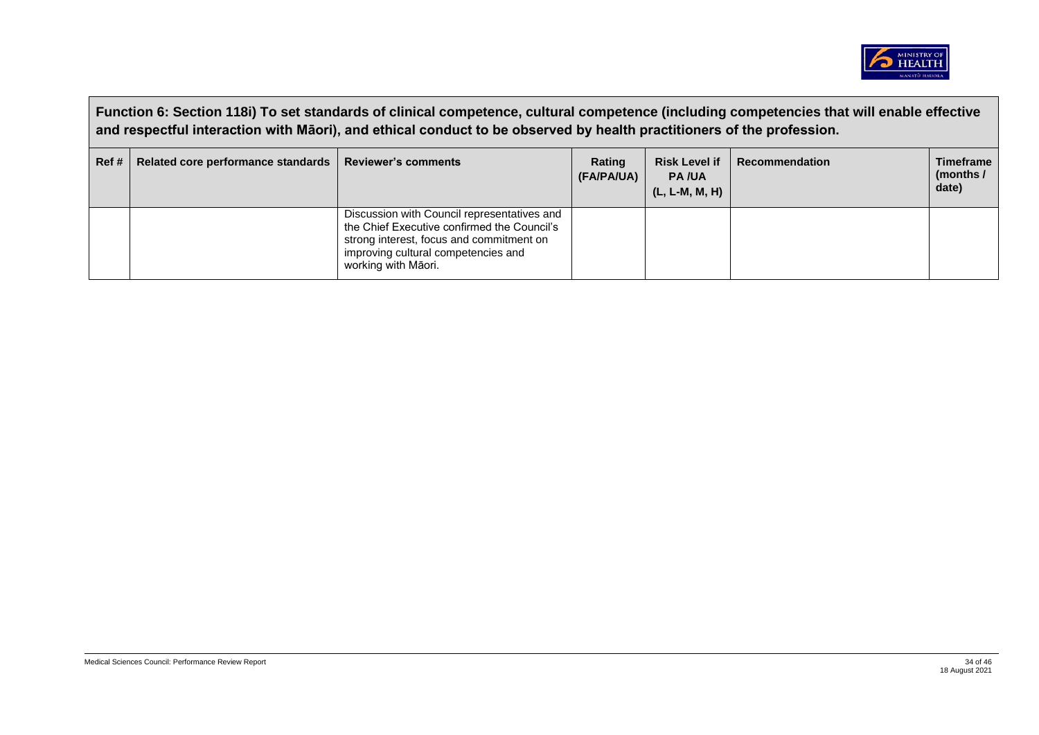**Function 6: Section 118i) To set standards of clinical competence, cultural competence (including competencies that will enable effective and respectful interaction with Māori), and ethical conduct to be observed by health practitioners of the profession.**

| Ref # | Related core performance standards | Reviewer's comments | Rating (FA/PA/UA) | Risk Level if PA /UA (L, L-M, M, H) | Recommendation | Timeframe (months / date) |
|---|---|---|---|---|---|---|
| | | Discussion with Council representatives and the Chief Executive confirmed the Council's strong interest, focus and commitment on improving cultural competencies and working with Māori. | | | | |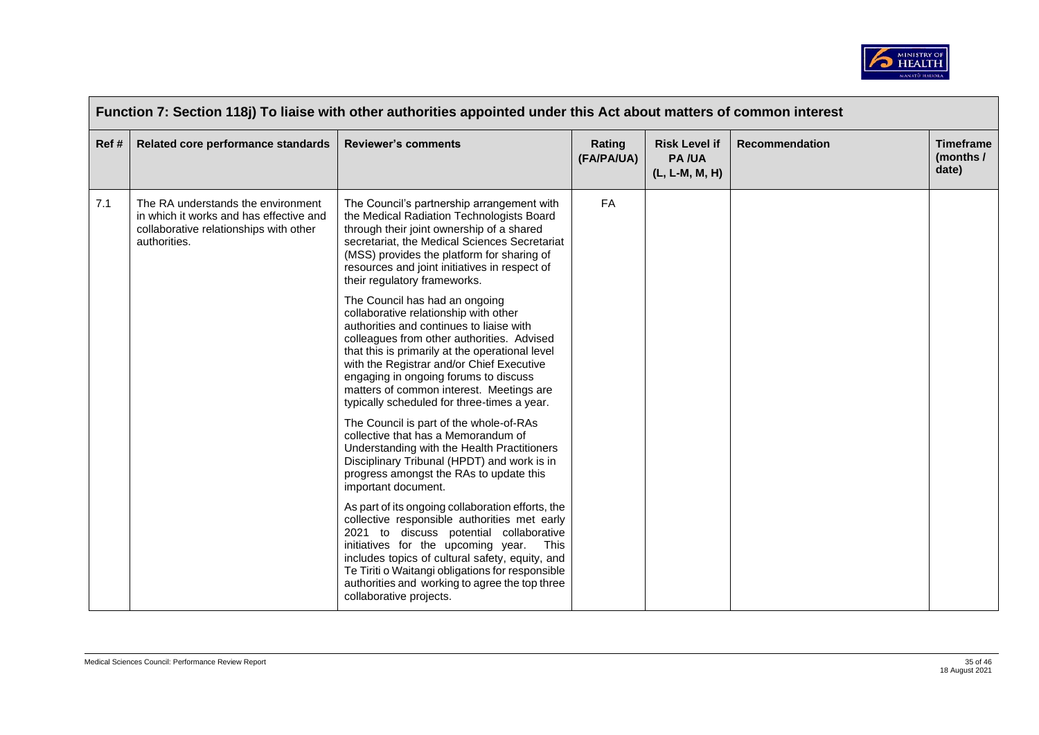| Function 7: Section 118j) To liaise with other authorities appointed under this Act about matters of common interest | | | | | | |
|---|---|---|---|---|---|---|
| Ref # | Related core performance standards | Reviewer's comments | Rating (FA/PA/UA) | Risk Level if PA /UA (L, L-M, M, H) | Recommendation | Timeframe (months / date) |
| 7.1 | The RA understands the environment in which it works and has effective and collaborative relationships with other authorities. | The Council's partnership arrangement with the Medical Radiation Technologists Board through their joint ownership of a shared secretariat, the Medical Sciences Secretariat (MSS) provides the platform for sharing of resources and joint initiatives in respect of their regulatory frameworks.<br><br>The Council has had an ongoing collaborative relationship with other authorities and continues to liaise with colleagues from other authorities. Advised that this is primarily at the operational level with the Registrar and/or Chief Executive engaging in ongoing forums to discuss matters of common interest. Meetings are typically scheduled for three-times a year.<br><br>The Council is part of the whole-of-RAs collective that has a Memorandum of Understanding with the Health Practitioners Disciplinary Tribunal (HPDT) and work is in progress amongst the RAs to update this important document.<br><br>As part of its ongoing collaboration efforts, the collective responsible authorities met early 2021 to discuss potential collaborative initiatives for the upcoming year. This includes topics of cultural safety, equity, and Te Tiriti o Waitangi obligations for responsible authorities and working to agree the top three collaborative projects. | FA | | | |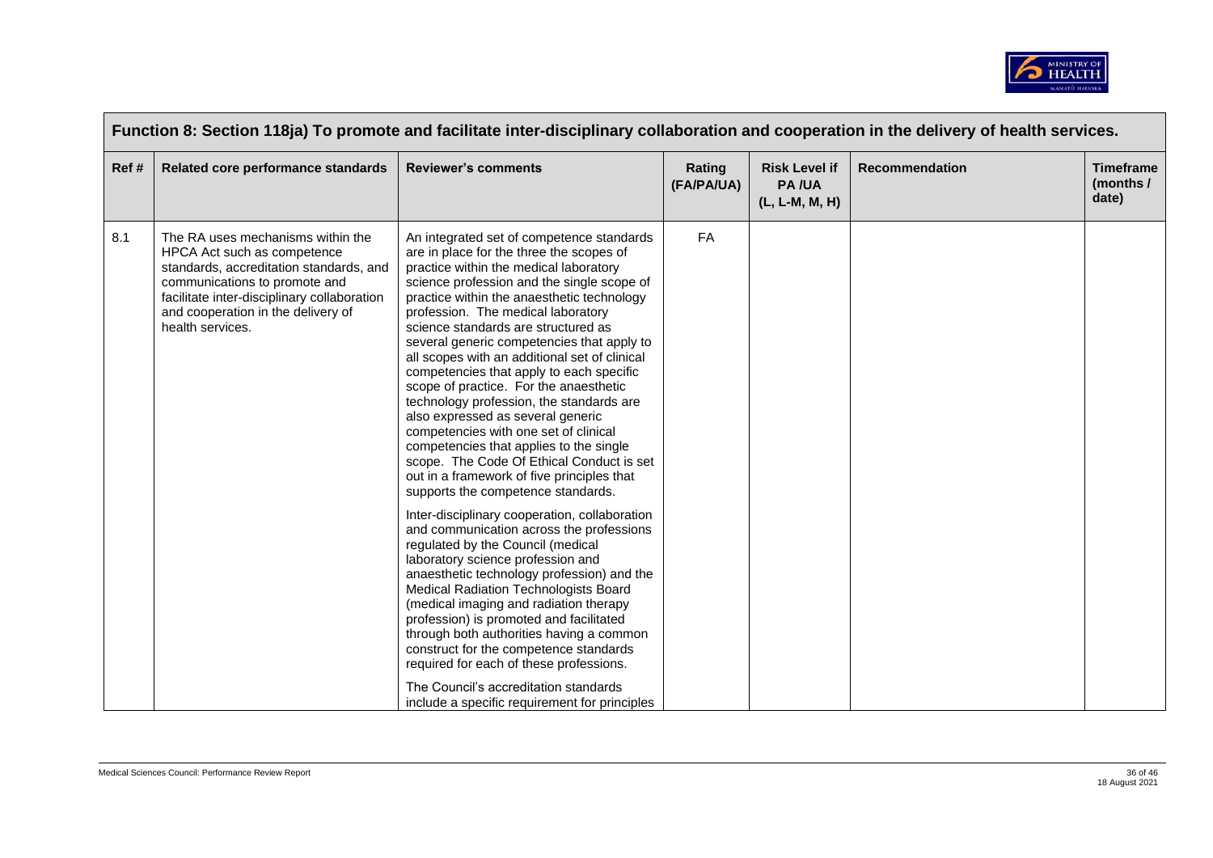| Function 8: Section 118ja) To promote and facilitate inter-disciplinary collaboration and cooperation in the delivery of health services. | | | | | | |
|---|---|---|---|---|---|---|
| Ref # | Related core performance standards | Reviewer's comments | Rating (FA/PA/UA) | Risk Level if PA /UA (L, L-M, M, H) | Recommendation | Timeframe (months / date) |
| 8.1 | The RA uses mechanisms within the HPCA Act such as competence standards, accreditation standards, and communications to promote and facilitate inter-disciplinary collaboration and cooperation in the delivery of health services. | An integrated set of competence standards are in place for the three the scopes of practice within the medical laboratory science profession and the single scope of practice within the anaesthetic technology profession. The medical laboratory science standards are structured as several generic competencies that apply to all scopes with an additional set of clinical competencies that apply to each specific scope of practice. For the anaesthetic technology profession, the standards are also expressed as several generic competencies with one set of clinical competencies that applies to the single scope. The Code Of Ethical Conduct is set out in a framework of five principles that supports the competence standards.<br><br>Inter-disciplinary cooperation, collaboration and communication across the professions regulated by the Council (medical laboratory science profession and anaesthetic technology profession) and the Medical Radiation Technologists Board (medical imaging and radiation therapy profession) is promoted and facilitated through both authorities having a common construct for the competence standards required for each of these professions.<br><br>The Council's accreditation standards include a specific requirement for principles | FA | | | |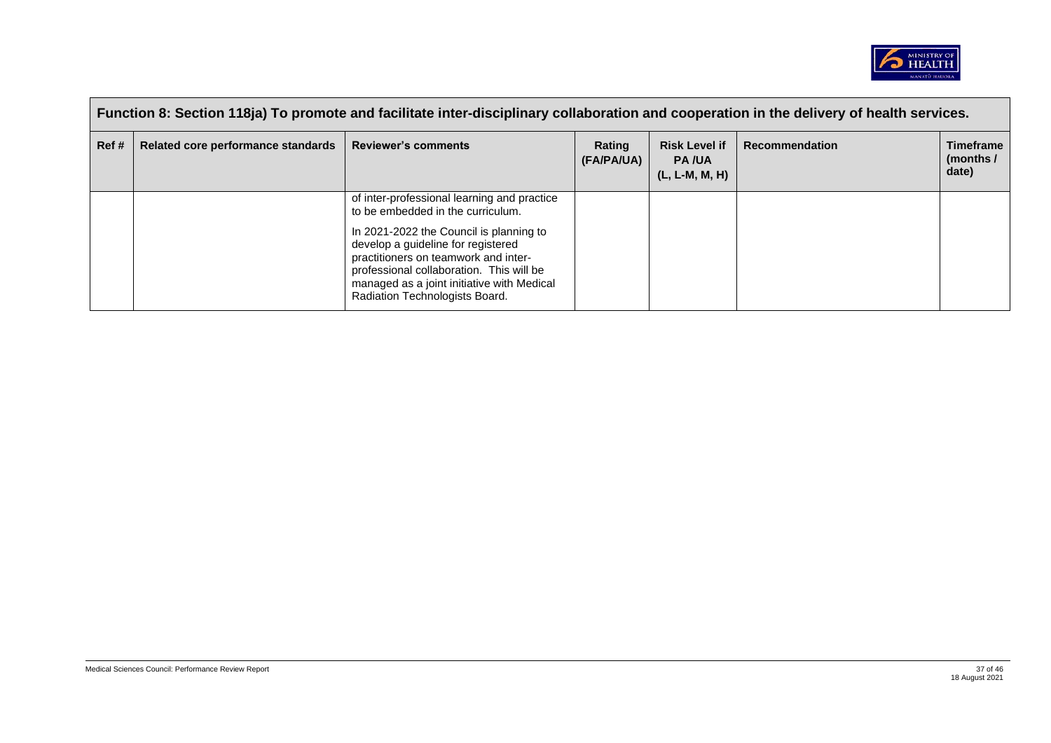| Function 8: Section 118ja) To promote and facilitate inter-disciplinary collaboration and cooperation in the delivery of health services. | | | | | | |
|---|---|---|---|---|---|---|
| **Ref #** | **Related core performance standards** | **Reviewer's comments** | **Rating (FA/PA/UA)** | **Risk Level if PA /UA (L, L-M, M, H)** | **Recommendation** | **Timeframe (months / date)** |
| | | of inter-professional learning and practice to be embedded in the curriculum.<br><br>In 2021-2022 the Council is planning to develop a guideline for registered practitioners on teamwork and inter-professional collaboration. This will be managed as a joint initiative with Medical Radiation Technologists Board. | | | | |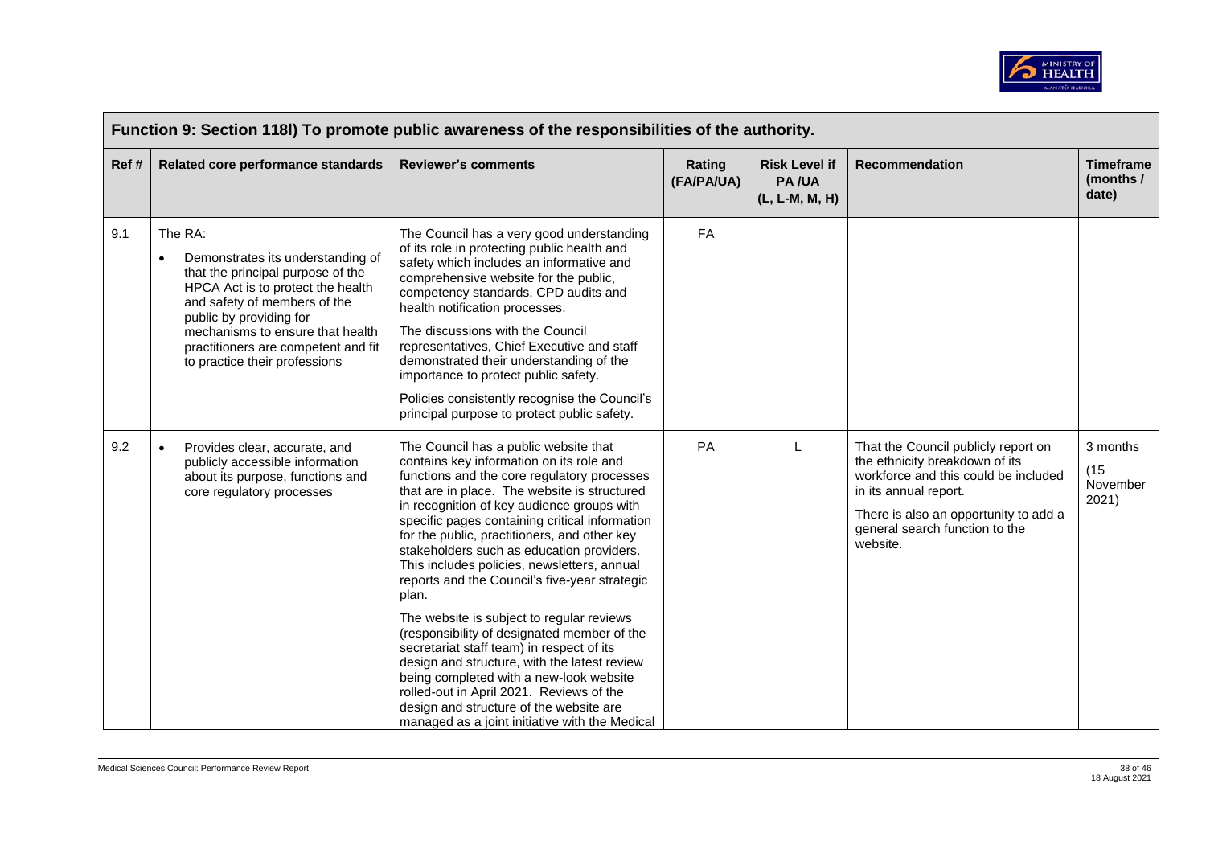| Function 9: Section 118l) To promote public awareness of the responsibilities of the authority. | | | | | | |
|---|---|---|---|---|---|---|
| **Ref #** | **Related core performance standards** | **Reviewer's comments** | **Rating (FA/PA/UA)** | **Risk Level if PA /UA (L, L-M, M, H)** | **Recommendation** | **Timeframe (months / date)** |
| 9.1 | The RA:<br>• Demonstrates its understanding of that the principal purpose of the HPCA Act is to protect the health and safety of members of the public by providing for mechanisms to ensure that health practitioners are competent and fit to practice their professions | The Council has a very good understanding of its role in protecting public health and safety which includes an informative and comprehensive website for the public, competency standards, CPD audits and health notification processes.<br><br>The discussions with the Council representatives, Chief Executive and staff demonstrated their understanding of the importance to protect public safety.<br><br>Policies consistently recognise the Council's principal purpose to protect public safety. | FA | | | |
| 9.2 | • Provides clear, accurate, and publicly accessible information about its purpose, functions and core regulatory processes | The Council has a public website that contains key information on its role and functions and the core regulatory processes that are in place. The website is structured in recognition of key audience groups with specific pages containing critical information for the public, practitioners, and other key stakeholders such as education providers. This includes policies, newsletters, annual reports and the Council's five-year strategic plan.<br><br>The website is subject to regular reviews (responsibility of designated member of the secretariat staff team) in respect of its design and structure, with the latest review being completed with a new-look website rolled-out in April 2021. Reviews of the design and structure of the website are managed as a joint initiative with the Medical | PA | L | That the Council publicly report on the ethnicity breakdown of its workforce and this could be included in its annual report.<br><br>There is also an opportunity to add a general search function to the website. | 3 months (15 November 2021) |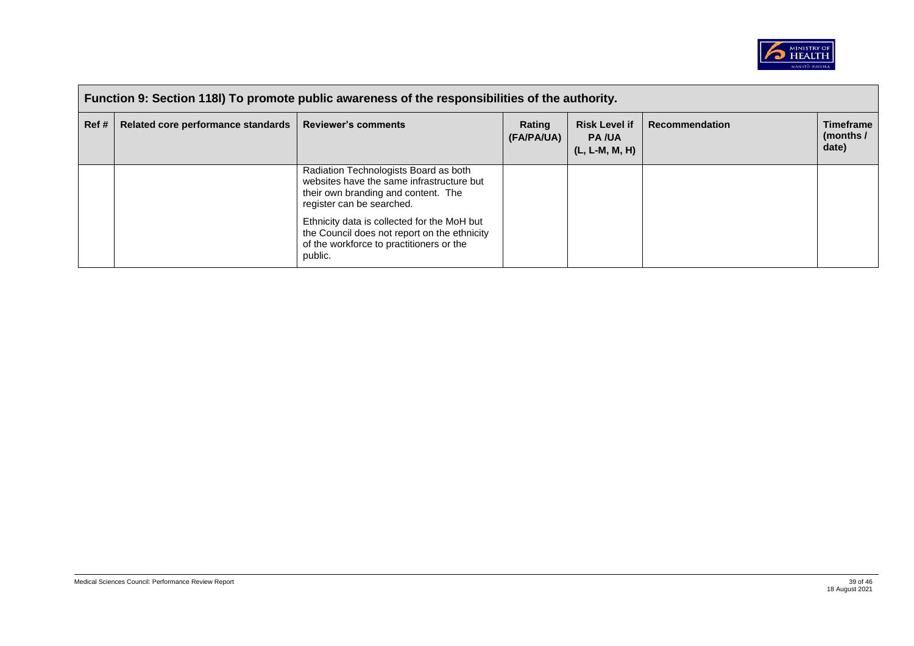| Function 9: Section 118l) To promote public awareness of the responsibilities of the authority. | | | | | | |
|---|---|---|---|---|---|---|
| **Ref #** | **Related core performance standards** | **Reviewer's comments** | **Rating (FA/PA/UA)** | **Risk Level if PA /UA (L, L-M, M, H)** | **Recommendation** | **Timeframe (months / date)** |
| | | Radiation Technologists Board as both websites have the same infrastructure but their own branding and content. The register can be searched.<br><br>Ethnicity data is collected for the MoH but the Council does not report on the ethnicity of the workforce to practitioners or the public. | | | | |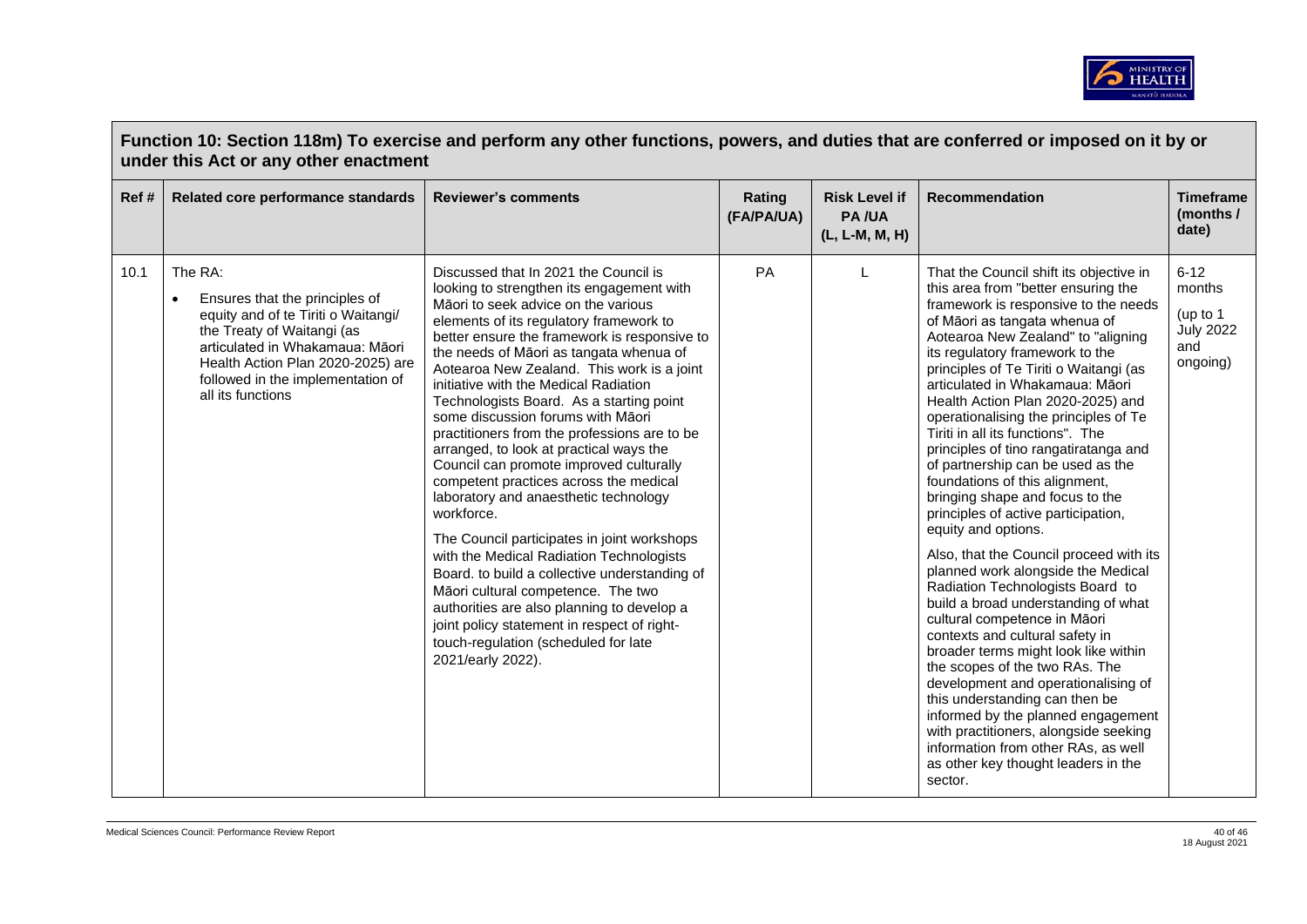## Function 10: Section 118m) To exercise and perform any other functions, powers, and duties that are conferred or imposed on it by or under this Act or any other enactment

| Ref # | Related core performance standards | Reviewer's comments | Rating (FA/PA/UA) | Risk Level if PA /UA (L, L-M, M, H) | Recommendation | Timeframe (months / date) |
|---|---|---|---|---|---|---|
| 10.1 | The RA:<br>• Ensures that the principles of equity and of te Tiriti o Waitangi/ the Treaty of Waitangi (as articulated in Whakamaua: Māori Health Action Plan 2020-2025) are followed in the implementation of all its functions | Discussed that In 2021 the Council is looking to strengthen its engagement with Māori to seek advice on the various elements of its regulatory framework to better ensure the framework is responsive to the needs of Māori as tangata whenua of Aotearoa New Zealand. This work is a joint initiative with the Medical Radiation Technologists Board. As a starting point some discussion forums with Māori practitioners from the professions are to be arranged, to look at practical ways the Council can promote improved culturally competent practices across the medical laboratory and anaesthetic technology workforce.<br><br>The Council participates in joint workshops with the Medical Radiation Technologists Board. to build a collective understanding of Māori cultural competence. The two authorities are also planning to develop a joint policy statement in respect of right-touch-regulation (scheduled for late 2021/early 2022). | PA | L | That the Council shift its objective in this area from "better ensuring the framework is responsive to the needs of Māori as tangata whenua of Aotearoa New Zealand" to "aligning its regulatory framework to the principles of Te Tiriti o Waitangi (as articulated in Whakamaua: Māori Health Action Plan 2020-2025) and operationalising the principles of Te Tiriti in all its functions". The principles of tino rangatiratanga and of partnership can be used as the foundations of this alignment, bringing shape and focus to the principles of active participation, equity and options.<br><br>Also, that the Council proceed with its planned work alongside the Medical Radiation Technologists Board to build a broad understanding of what cultural competence in Māori contexts and cultural safety in broader terms might look like within the scopes of the two RAs. The development and operationalising of this understanding can then be informed by the planned engagement with practitioners, alongside seeking information from other RAs, as well as other key thought leaders in the sector. | 6-12 months<br><br>(up to 1 July 2022 and ongoing) |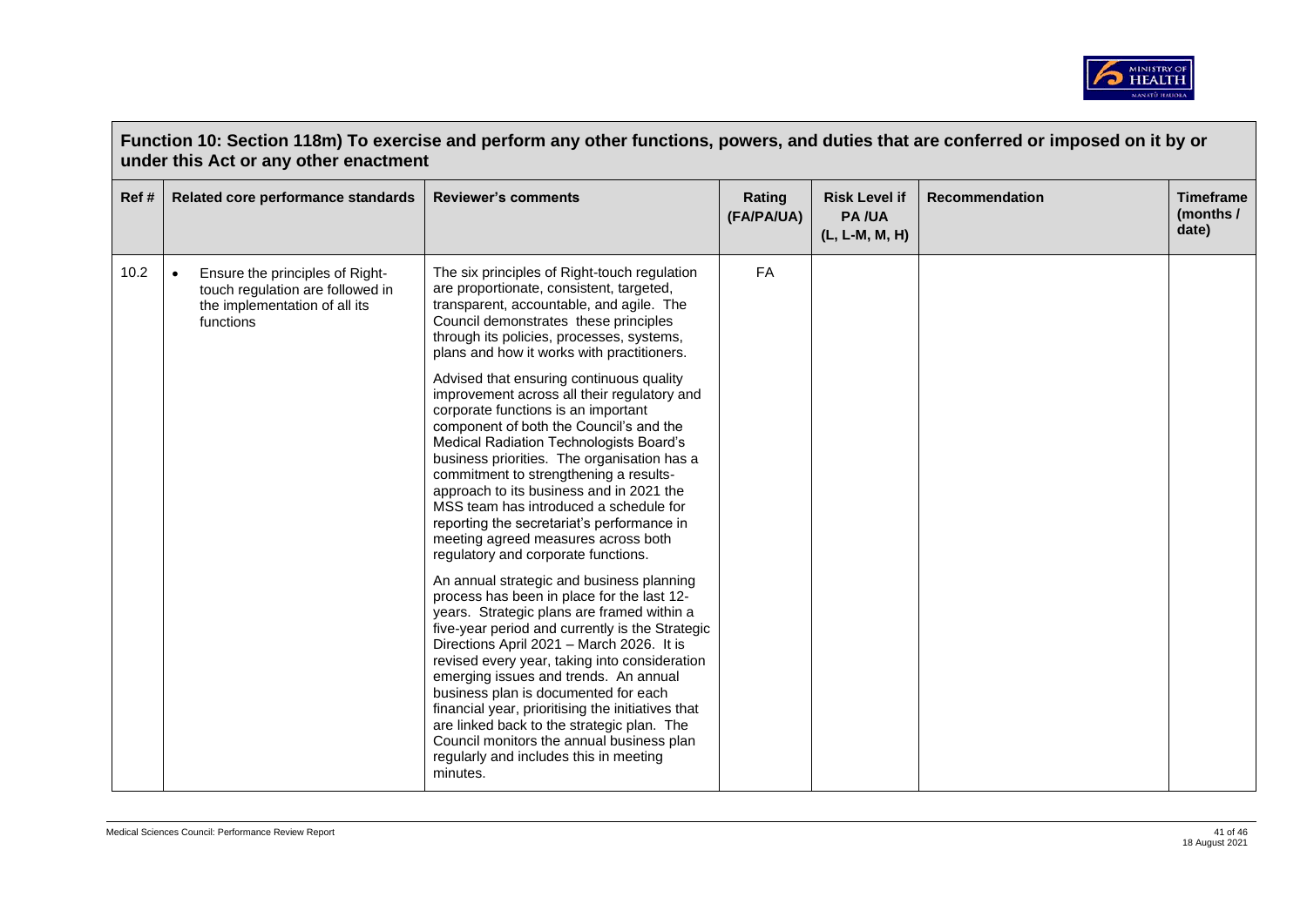## Function 10: Section 118m) To exercise and perform any other functions, powers, and duties that are conferred or imposed on it by or under this Act or any other enactment

| Ref # | Related core performance standards | Reviewer's comments | Rating (FA/PA/UA) | Risk Level if PA /UA (L, L-M, M, H) | Recommendation | Timeframe (months / date) |
|---|---|---|---|---|---|---|
| 10.2 | • Ensure the principles of Right-touch regulation are followed in the implementation of all its functions | The six principles of Right-touch regulation are proportionate, consistent, targeted, transparent, accountable, and agile. The Council demonstrates these principles through its policies, processes, systems, plans and how it works with practitioners.<br><br>Advised that ensuring continuous quality improvement across all their regulatory and corporate functions is an important component of both the Council's and the Medical Radiation Technologists Board's business priorities. The organisation has a commitment to strengthening a results-approach to its business and in 2021 the MSS team has introduced a schedule for reporting the secretariat's performance in meeting agreed measures across both regulatory and corporate functions.<br><br>An annual strategic and business planning process has been in place for the last 12-years. Strategic plans are framed within a five-year period and currently is the Strategic Directions April 2021 – March 2026. It is revised every year, taking into consideration emerging issues and trends. An annual business plan is documented for each financial year, prioritising the initiatives that are linked back to the strategic plan. The Council monitors the annual business plan regularly and includes this in meeting minutes. | FA | | | |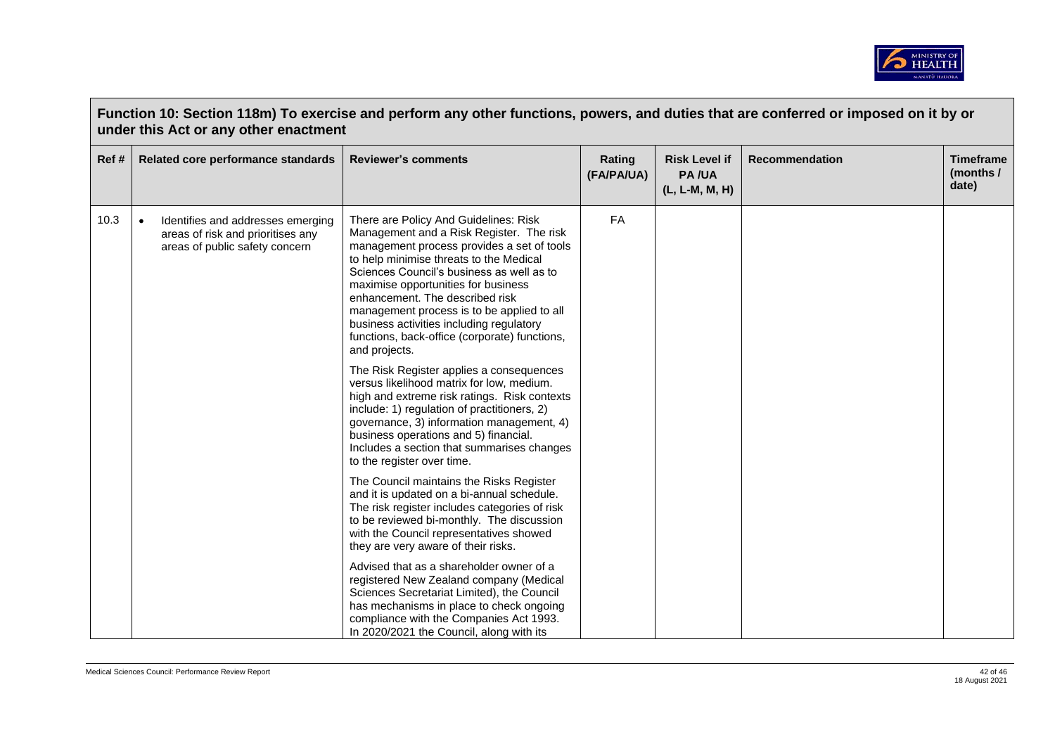## Function 10: Section 118m) To exercise and perform any other functions, powers, and duties that are conferred or imposed on it by or under this Act or any other enactment

| Ref # | Related core performance standards | Reviewer's comments | Rating (FA/PA/UA) | Risk Level if PA /UA (L, L-M, M, H) | Recommendation | Timeframe (months / date) |
|---|---|---|---|---|---|---|
| 10.3 | • Identifies and addresses emerging areas of risk and prioritises any areas of public safety concern | There are Policy And Guidelines: Risk Management and a Risk Register. The risk management process provides a set of tools to help minimise threats to the Medical Sciences Council's business as well as to maximise opportunities for business enhancement. The described risk management process is to be applied to all business activities including regulatory functions, back-office (corporate) functions, and projects.<br><br>The Risk Register applies a consequences versus likelihood matrix for low, medium. high and extreme risk ratings. Risk contexts include: 1) regulation of practitioners, 2) governance, 3) information management, 4) business operations and 5) financial. Includes a section that summarises changes to the register over time.<br><br>The Council maintains the Risks Register and it is updated on a bi-annual schedule. The risk register includes categories of risk to be reviewed bi-monthly. The discussion with the Council representatives showed they are very aware of their risks.<br><br>Advised that as a shareholder owner of a registered New Zealand company (Medical Sciences Secretariat Limited), the Council has mechanisms in place to check ongoing compliance with the Companies Act 1993. In 2020/2021 the Council, along with its | FA | | | |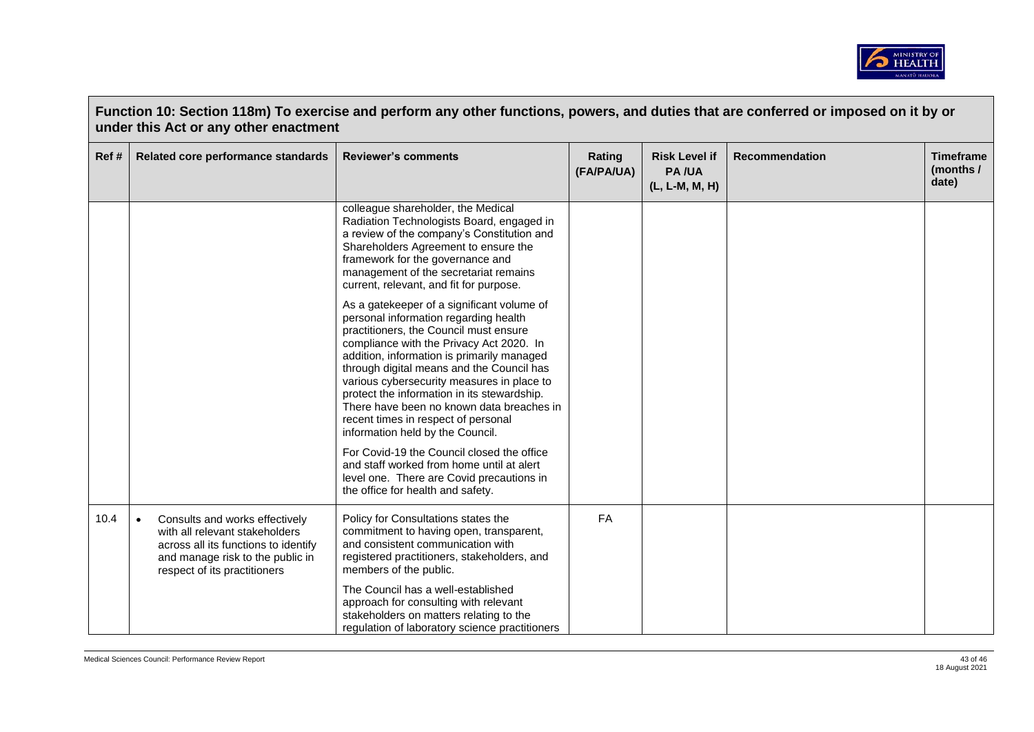## Function 10: Section 118m) To exercise and perform any other functions, powers, and duties that are conferred or imposed on it by or under this Act or any other enactment

| Ref # | Related core performance standards | Reviewer's comments | Rating (FA/PA/UA) | Risk Level if PA /UA (L, L-M, M, H) | Recommendation | Timeframe (months / date) |
|---|---|---|---|---|---|---|
| | | colleague shareholder, the Medical Radiation Technologists Board, engaged in a review of the company's Constitution and Shareholders Agreement to ensure the framework for the governance and management of the secretariat remains current, relevant, and fit for purpose.<br><br>As a gatekeeper of a significant volume of personal information regarding health practitioners, the Council must ensure compliance with the Privacy Act 2020. In addition, information is primarily managed through digital means and the Council has various cybersecurity measures in place to protect the information in its stewardship. There have been no known data breaches in recent times in respect of personal information held by the Council.<br><br>For Covid-19 the Council closed the office and staff worked from home until at alert level one. There are Covid precautions in the office for health and safety. | | | | |
| 10.4 | • Consults and works effectively with all relevant stakeholders across all its functions to identify and manage risk to the public in respect of its practitioners | Policy for Consultations states the commitment to having open, transparent, and consistent communication with registered practitioners, stakeholders, and members of the public.<br><br>The Council has a well-established approach for consulting with relevant stakeholders on matters relating to the regulation of laboratory science practitioners | FA | | | |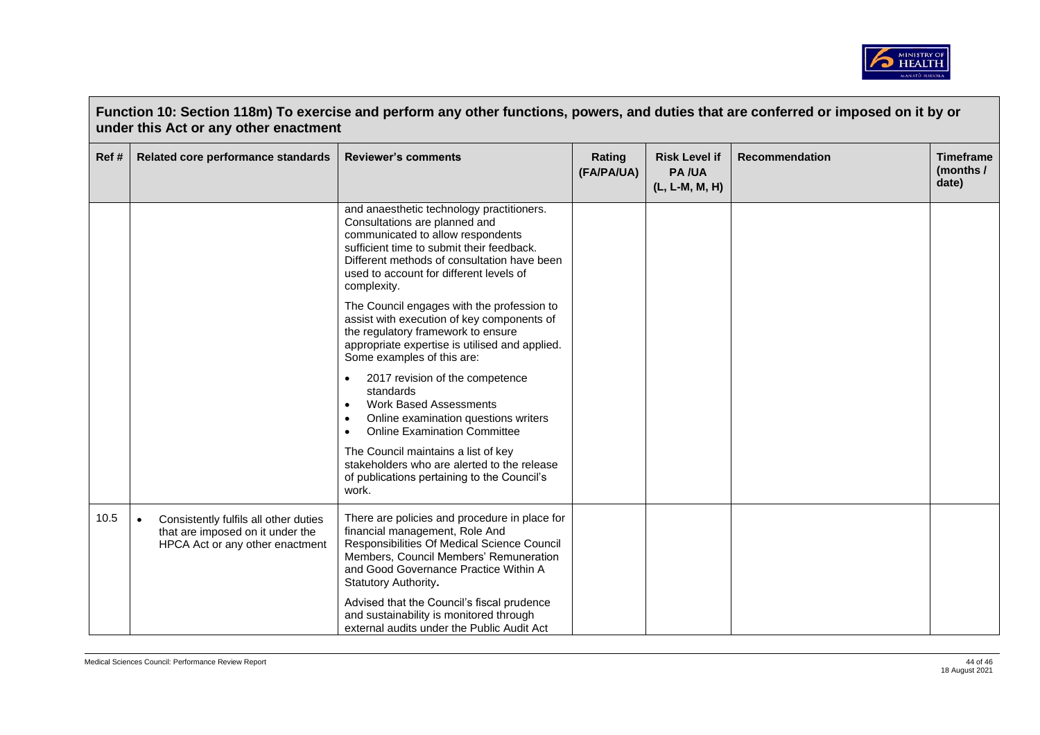## Function 10: Section 118m) To exercise and perform any other functions, powers, and duties that are conferred or imposed on it by or under this Act or any other enactment

| Ref # | Related core performance standards | Reviewer's comments | Rating (FA/PA/UA) | Risk Level if PA /UA (L, L-M, M, H) | Recommendation | Timeframe (months / date) |
|---|---|---|---|---|---|---|
| | | and anaesthetic technology practitioners. Consultations are planned and communicated to allow respondents sufficient time to submit their feedback. Different methods of consultation have been used to account for different levels of complexity.<br><br>The Council engages with the profession to assist with execution of key components of the regulatory framework to ensure appropriate expertise is utilised and applied. Some examples of this are:<br><br>• 2017 revision of the competence standards<br>• Work Based Assessments<br>• Online examination questions writers<br>• Online Examination Committee<br><br>The Council maintains a list of key stakeholders who are alerted to the release of publications pertaining to the Council's work. | | | | |
| 10.5 | • Consistently fulfils all other duties that are imposed on it under the HPCA Act or any other enactment | There are policies and procedure in place for financial management, Role And Responsibilities Of Medical Science Council Members, Council Members' Remuneration and Good Governance Practice Within A Statutory Authority.<br><br>Advised that the Council's fiscal prudence and sustainability is monitored through external audits under the Public Audit Act | | | | |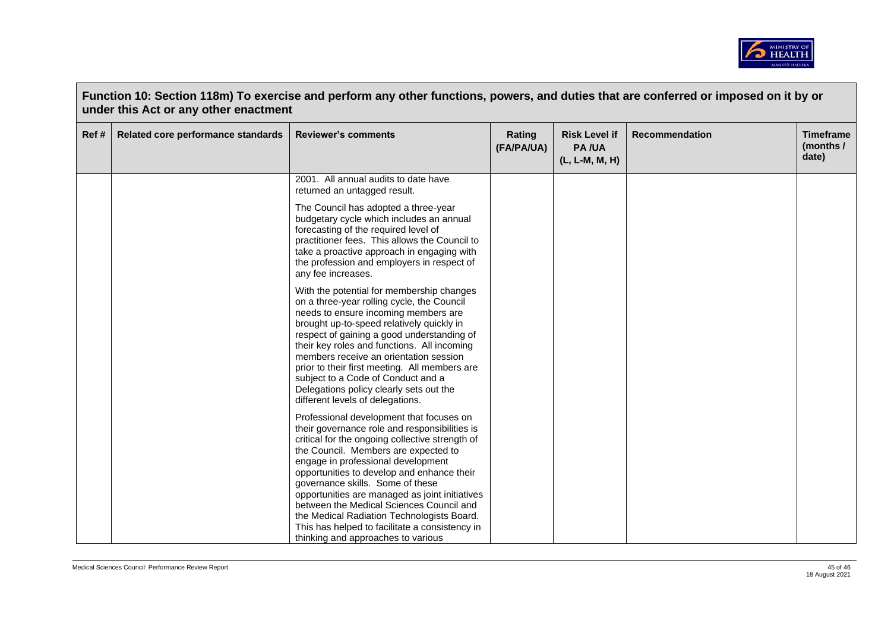**Function 10: Section 118m) To exercise and perform any other functions, powers, and duties that are conferred or imposed on it by or under this Act or any other enactment**

| Ref # | Related core performance standards | Reviewer's comments | Rating (FA/PA/UA) | Risk Level if PA /UA (L, L-M, M, H) | Recommendation | Timeframe (months / date) |
|---|---|---|---|---|---|---|
| | | 2001. All annual audits to date have returned an untagged result.<br><br>The Council has adopted a three-year budgetary cycle which includes an annual forecasting of the required level of practitioner fees. This allows the Council to take a proactive approach in engaging with the profession and employers in respect of any fee increases.<br><br>With the potential for membership changes on a three-year rolling cycle, the Council needs to ensure incoming members are brought up-to-speed relatively quickly in respect of gaining a good understanding of their key roles and functions. All incoming members receive an orientation session prior to their first meeting. All members are subject to a Code of Conduct and a Delegations policy clearly sets out the different levels of delegations.<br><br>Professional development that focuses on their governance role and responsibilities is critical for the ongoing collective strength of the Council. Members are expected to engage in professional development opportunities to develop and enhance their governance skills. Some of these opportunities are managed as joint initiatives between the Medical Sciences Council and the Medical Radiation Technologists Board. This has helped to facilitate a consistency in thinking and approaches to various | | | | |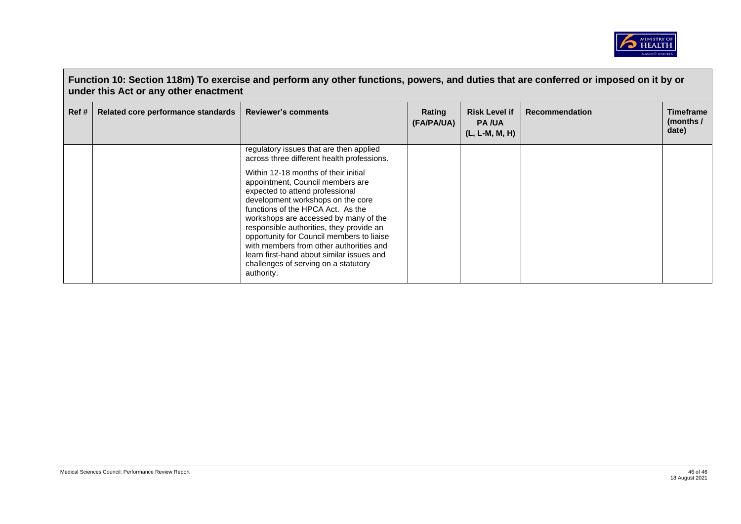**Function 10: Section 118m) To exercise and perform any other functions, powers, and duties that are conferred or imposed on it by or under this Act or any other enactment**

| Ref # | Related core performance standards | Reviewer's comments | Rating (FA/PA/UA) | Risk Level if PA /UA (L, L-M, M, H) | Recommendation | Timeframe (months / date) |
|---|---|---|---|---|---|---|
| | | regulatory issues that are then applied across three different health professions.<br><br>Within 12-18 months of their initial appointment, Council members are expected to attend professional development workshops on the core functions of the HPCA Act. As the workshops are accessed by many of the responsible authorities, they provide an opportunity for Council members to liaise with members from other authorities and learn first-hand about similar issues and challenges of serving on a statutory authority. | | | | |